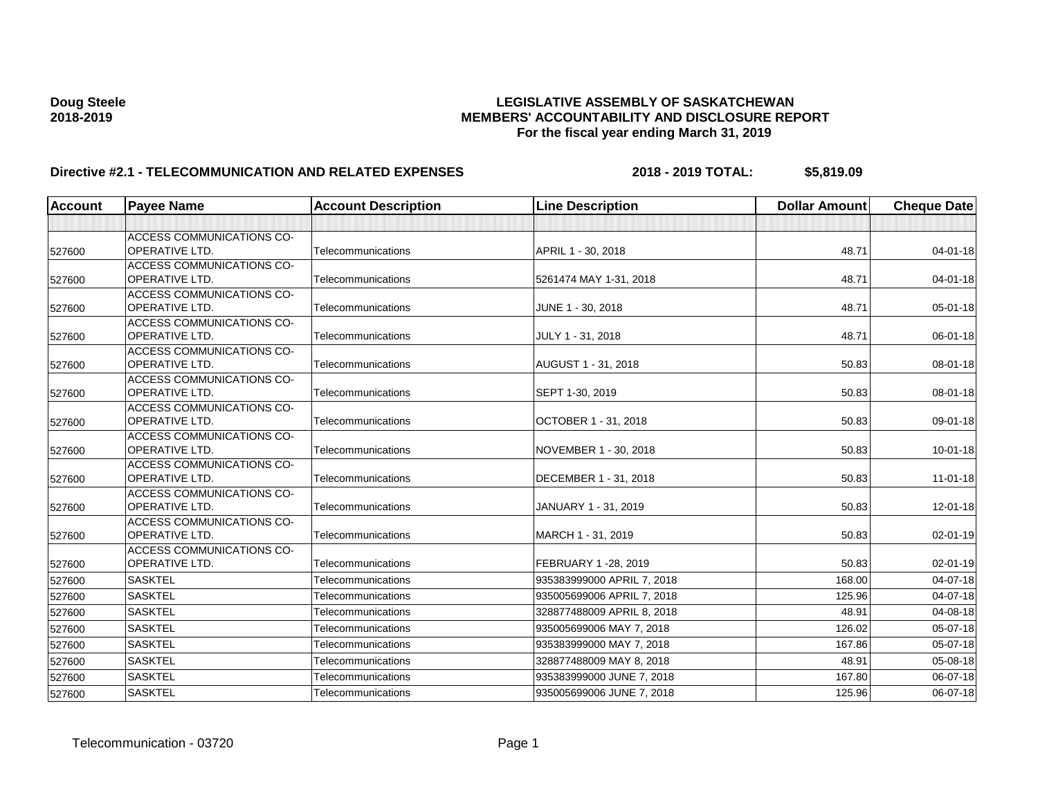**Doug Steele**
**2018-2019**

# LEGISLATIVE ASSEMBLY OF SASKATCHEWAN
## MEMBERS' ACCOUNTABILITY AND DISCLOSURE REPORT
### For the fiscal year ending March 31, 2019

**Directive #2.1 - TELECOMMUNICATION AND RELATED EXPENSES** **2018 - 2019 TOTAL: $5,819.09**

| Account | Payee Name | Account Description | Line Description | Dollar Amount | Cheque Date |
|---|---|---|---|---|---|
| | | | | | |
| 527600 | ACCESS COMMUNICATIONS CO-OPERATIVE LTD. | Telecommunications | APRIL 1 - 30, 2018 | 48.71 | 04-01-18 |
| 527600 | ACCESS COMMUNICATIONS CO-OPERATIVE LTD. | Telecommunications | 5261474 MAY 1-31, 2018 | 48.71 | 04-01-18 |
| 527600 | ACCESS COMMUNICATIONS CO-OPERATIVE LTD. | Telecommunications | JUNE 1 - 30, 2018 | 48.71 | 05-01-18 |
| 527600 | ACCESS COMMUNICATIONS CO-OPERATIVE LTD. | Telecommunications | JULY 1 - 31, 2018 | 48.71 | 06-01-18 |
| 527600 | ACCESS COMMUNICATIONS CO-OPERATIVE LTD. | Telecommunications | AUGUST 1 - 31, 2018 | 50.83 | 08-01-18 |
| 527600 | ACCESS COMMUNICATIONS CO-OPERATIVE LTD. | Telecommunications | SEPT 1-30, 2019 | 50.83 | 08-01-18 |
| 527600 | ACCESS COMMUNICATIONS CO-OPERATIVE LTD. | Telecommunications | OCTOBER 1 - 31, 2018 | 50.83 | 09-01-18 |
| 527600 | ACCESS COMMUNICATIONS CO-OPERATIVE LTD. | Telecommunications | NOVEMBER 1 - 30, 2018 | 50.83 | 10-01-18 |
| 527600 | ACCESS COMMUNICATIONS CO-OPERATIVE LTD. | Telecommunications | DECEMBER 1 - 31, 2018 | 50.83 | 11-01-18 |
| 527600 | ACCESS COMMUNICATIONS CO-OPERATIVE LTD. | Telecommunications | JANUARY 1 - 31, 2019 | 50.83 | 12-01-18 |
| 527600 | ACCESS COMMUNICATIONS CO-OPERATIVE LTD. | Telecommunications | MARCH 1 - 31, 2019 | 50.83 | 02-01-19 |
| 527600 | ACCESS COMMUNICATIONS CO-OPERATIVE LTD. | Telecommunications | FEBRUARY 1 -28, 2019 | 50.83 | 02-01-19 |
| 527600 | SASKTEL | Telecommunications | 935383999000 APRIL 7, 2018 | 168.00 | 04-07-18 |
| 527600 | SASKTEL | Telecommunications | 935005699006 APRIL 7, 2018 | 125.96 | 04-07-18 |
| 527600 | SASKTEL | Telecommunications | 328877488009 APRIL 8, 2018 | 48.91 | 04-08-18 |
| 527600 | SASKTEL | Telecommunications | 935005699006 MAY 7, 2018 | 126.02 | 05-07-18 |
| 527600 | SASKTEL | Telecommunications | 935383999000 MAY 7, 2018 | 167.86 | 05-07-18 |
| 527600 | SASKTEL | Telecommunications | 328877488009 MAY 8, 2018 | 48.91 | 05-08-18 |
| 527600 | SASKTEL | Telecommunications | 935383999000 JUNE 7, 2018 | 167.80 | 06-07-18 |
| 527600 | SASKTEL | Telecommunications | 935005699006 JUNE 7, 2018 | 125.96 | 06-07-18 |

Telecommunication - 03720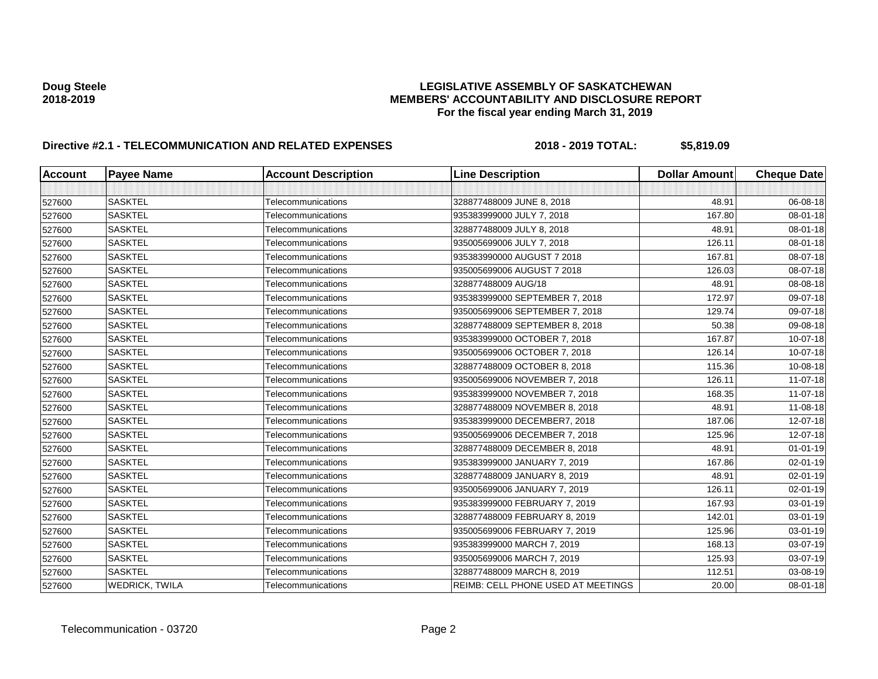**Doug Steele**
**2018-2019**

## LEGISLATIVE ASSEMBLY OF SASKATCHEWAN
## MEMBERS' ACCOUNTABILITY AND DISCLOSURE REPORT
### For the fiscal year ending March 31, 2019

**Directive #2.1 - TELECOMMUNICATION AND RELATED EXPENSES** **2018 - 2019 TOTAL: $5,819.09**

| Account | Payee Name | Account Description | Line Description | Dollar Amount | Cheque Date |
|---|---|---|---|---|---|
| | | | | | |
| 527600 | SASKTEL | Telecommunications | 328877488009 JUNE 8, 2018 | 48.91 | 06-08-18 |
| 527600 | SASKTEL | Telecommunications | 935383999000 JULY 7, 2018 | 167.80 | 08-01-18 |
| 527600 | SASKTEL | Telecommunications | 328877488009 JULY 8, 2018 | 48.91 | 08-01-18 |
| 527600 | SASKTEL | Telecommunications | 935005699006 JULY 7, 2018 | 126.11 | 08-01-18 |
| 527600 | SASKTEL | Telecommunications | 935383990000 AUGUST 7 2018 | 167.81 | 08-07-18 |
| 527600 | SASKTEL | Telecommunications | 935005699006 AUGUST 7 2018 | 126.03 | 08-07-18 |
| 527600 | SASKTEL | Telecommunications | 328877488009 AUG/18 | 48.91 | 08-08-18 |
| 527600 | SASKTEL | Telecommunications | 935383999000 SEPTEMBER 7, 2018 | 172.97 | 09-07-18 |
| 527600 | SASKTEL | Telecommunications | 935005699006 SEPTEMBER 7, 2018 | 129.74 | 09-07-18 |
| 527600 | SASKTEL | Telecommunications | 328877488009 SEPTEMBER 8, 2018 | 50.38 | 09-08-18 |
| 527600 | SASKTEL | Telecommunications | 935383999000 OCTOBER 7, 2018 | 167.87 | 10-07-18 |
| 527600 | SASKTEL | Telecommunications | 935005699006 OCTOBER 7, 2018 | 126.14 | 10-07-18 |
| 527600 | SASKTEL | Telecommunications | 328877488009 OCTOBER 8, 2018 | 115.36 | 10-08-18 |
| 527600 | SASKTEL | Telecommunications | 935005699006 NOVEMBER 7, 2018 | 126.11 | 11-07-18 |
| 527600 | SASKTEL | Telecommunications | 935383999000 NOVEMBER 7, 2018 | 168.35 | 11-07-18 |
| 527600 | SASKTEL | Telecommunications | 328877488009 NOVEMBER 8, 2018 | 48.91 | 11-08-18 |
| 527600 | SASKTEL | Telecommunications | 935383999000 DECEMBER7, 2018 | 187.06 | 12-07-18 |
| 527600 | SASKTEL | Telecommunications | 935005699006 DECEMBER 7, 2018 | 125.96 | 12-07-18 |
| 527600 | SASKTEL | Telecommunications | 328877488009 DECEMBER 8, 2018 | 48.91 | 01-01-19 |
| 527600 | SASKTEL | Telecommunications | 935383999000 JANUARY 7, 2019 | 167.86 | 02-01-19 |
| 527600 | SASKTEL | Telecommunications | 328877488009 JANUARY 8, 2019 | 48.91 | 02-01-19 |
| 527600 | SASKTEL | Telecommunications | 935005699006 JANUARY 7, 2019 | 126.11 | 02-01-19 |
| 527600 | SASKTEL | Telecommunications | 935383999000 FEBRUARY 7, 2019 | 167.93 | 03-01-19 |
| 527600 | SASKTEL | Telecommunications | 328877488009 FEBRUARY 8, 2019 | 142.01 | 03-01-19 |
| 527600 | SASKTEL | Telecommunications | 935005699006 FEBRUARY 7, 2019 | 125.96 | 03-01-19 |
| 527600 | SASKTEL | Telecommunications | 935383999000 MARCH 7, 2019 | 168.13 | 03-07-19 |
| 527600 | SASKTEL | Telecommunications | 935005699006 MARCH 7, 2019 | 125.93 | 03-07-19 |
| 527600 | SASKTEL | Telecommunications | 328877488009 MARCH 8, 2019 | 112.51 | 03-08-19 |
| 527600 | WEDRICK, TWILA | Telecommunications | REIMB: CELL PHONE USED AT MEETINGS | 20.00 | 08-01-18 |

Telecommunication - 03720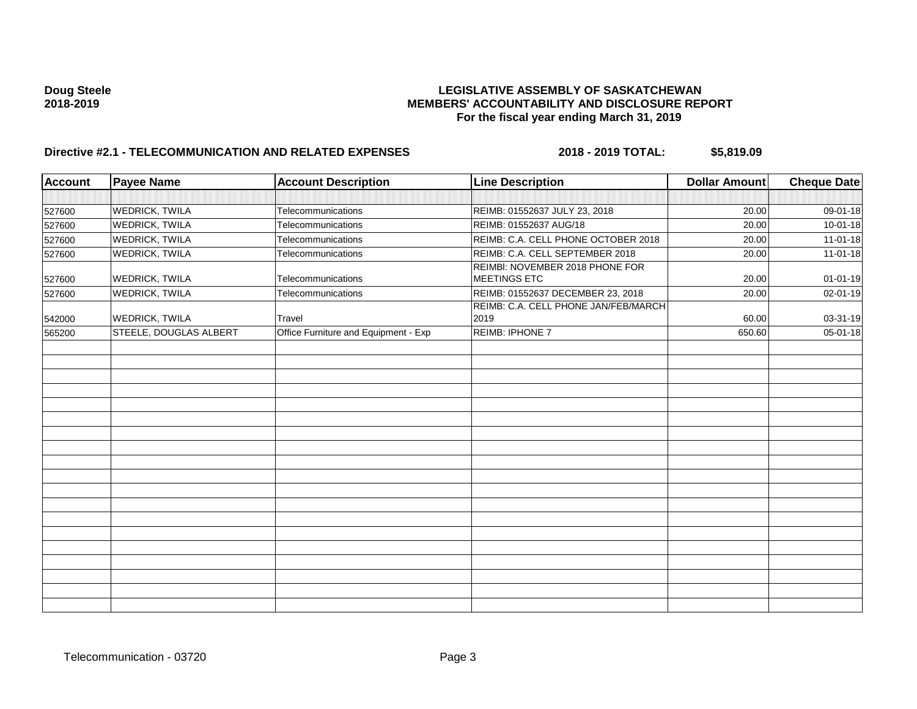**Doug Steele**
**2018-2019**

**LEGISLATIVE ASSEMBLY OF SASKATCHEWAN**
**MEMBERS' ACCOUNTABILITY AND DISCLOSURE REPORT**
**For the fiscal year ending March 31, 2019**

**Directive #2.1 - TELECOMMUNICATION AND RELATED EXPENSES** **2018 - 2019 TOTAL: $5,819.09**

| Account | Payee Name | Account Description | Line Description | Dollar Amount | Cheque Date |
|---|---|---|---|---|---|
| | | | | | |
| 527600 | WEDRICK, TWILA | Telecommunications | REIMB: 01552637 JULY 23, 2018 | 20.00 | 09-01-18 |
| 527600 | WEDRICK, TWILA | Telecommunications | REIMB: 01552637 AUG/18 | 20.00 | 10-01-18 |
| 527600 | WEDRICK, TWILA | Telecommunications | REIMB: C.A. CELL PHONE OCTOBER 2018 | 20.00 | 11-01-18 |
| 527600 | WEDRICK, TWILA | Telecommunications | REIMB: C.A. CELL SEPTEMBER 2018 | 20.00 | 11-01-18 |
| 527600 | WEDRICK, TWILA | Telecommunications | REIMBl: NOVEMBER 2018 PHONE FOR MEETINGS ETC | 20.00 | 01-01-19 |
| 527600 | WEDRICK, TWILA | Telecommunications | REIMB: 01552637 DECEMBER 23, 2018 | 20.00 | 02-01-19 |
| 542000 | WEDRICK, TWILA | Travel | REIMB: C.A. CELL PHONE JAN/FEB/MARCH 2019 | 60.00 | 03-31-19 |
| 565200 | STEELE, DOUGLAS ALBERT | Office Furniture and Equipment - Exp | REIMB: IPHONE 7 | 650.60 | 05-01-18 |

Telecommunication - 03720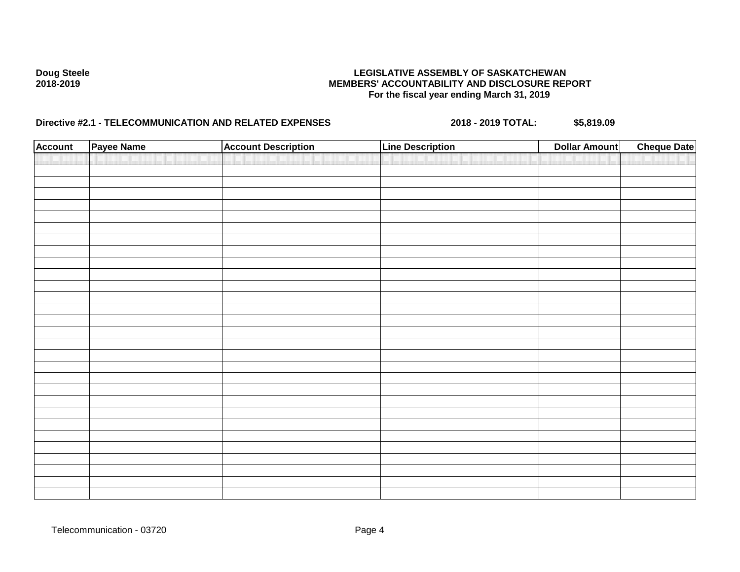**Doug Steele**
**2018-2019**

**LEGISLATIVE ASSEMBLY OF SASKATCHEWAN**
**MEMBERS' ACCOUNTABILITY AND DISCLOSURE REPORT**
**For the fiscal year ending March 31, 2019**

**Directive #2.1 - TELECOMMUNICATION AND RELATED EXPENSES** **2018 - 2019 TOTAL:** **$5,819.09**

| Account | Payee Name | Account Description | Line Description | Dollar Amount | Cheque Date |
|---|---|---|---|---|---|
| | | | | | |

Telecommunication - 03720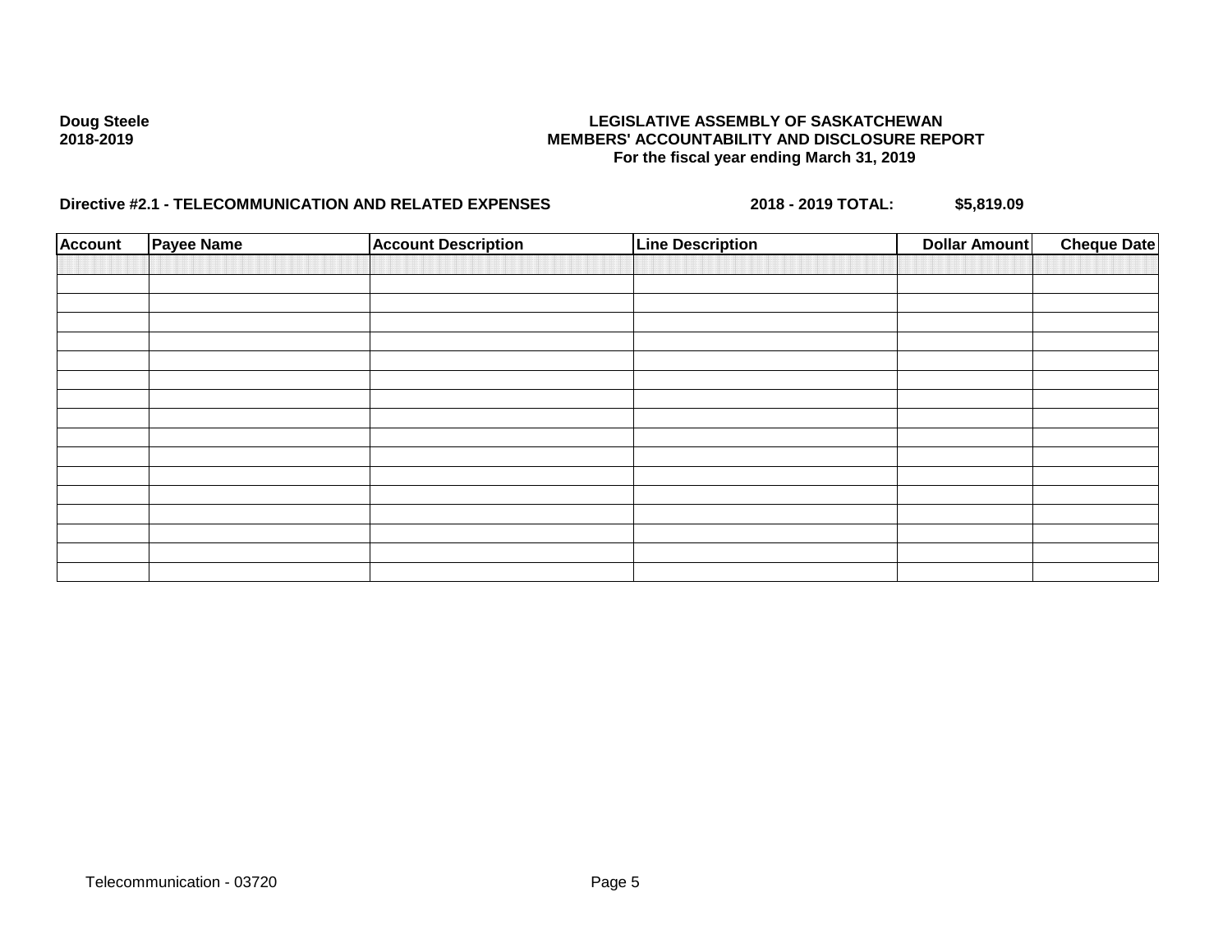**Doug Steele**
**2018-2019**

**LEGISLATIVE ASSEMBLY OF SASKATCHEWAN**
**MEMBERS' ACCOUNTABILITY AND DISCLOSURE REPORT**
**For the fiscal year ending March 31, 2019**

**Directive #2.1 - TELECOMMUNICATION AND RELATED EXPENSES** **2018 - 2019 TOTAL: $5,819.09**

| Account | Payee Name | Account Description | Line Description | Dollar Amount | Cheque Date |
|---|---|---|---|---|---|
| | | | | | |
| | | | | | |
| | | | | | |
| | | | | | |
| | | | | | |
| | | | | | |
| | | | | | |
| | | | | | |
| | | | | | |
| | | | | | |
| | | | | | |
| | | | | | |
| | | | | | |
| | | | | | |
| | | | | | |
| | | | | | |

Telecommunication - 03720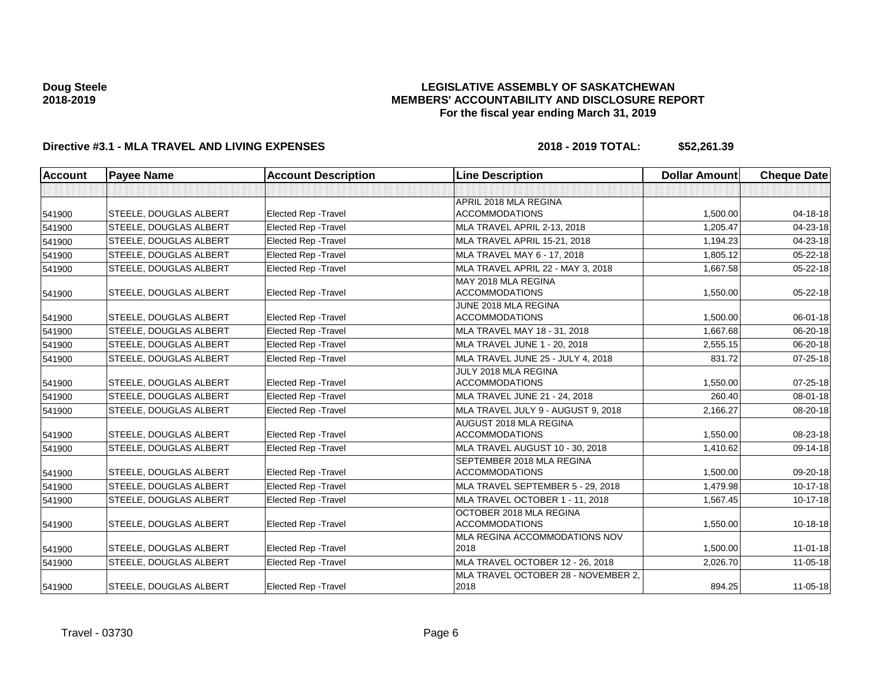**Doug Steele**
**2018-2019**

# LEGISLATIVE ASSEMBLY OF SASKATCHEWAN
## MEMBERS' ACCOUNTABILITY AND DISCLOSURE REPORT
### For the fiscal year ending March 31, 2019

**Directive #3.1 - MLA TRAVEL AND LIVING EXPENSES** **2018 - 2019 TOTAL: $52,261.39**

| Account | Payee Name | Account Description | Line Description | Dollar Amount | Cheque Date |
|---|---|---|---|---|---|
| | | | | | |
| 541900 | STEELE, DOUGLAS ALBERT | Elected Rep -Travel | APRIL 2018 MLA REGINA ACCOMMODATIONS | 1,500.00 | 04-18-18 |
| 541900 | STEELE, DOUGLAS ALBERT | Elected Rep -Travel | MLA TRAVEL APRIL 2-13, 2018 | 1,205.47 | 04-23-18 |
| 541900 | STEELE, DOUGLAS ALBERT | Elected Rep -Travel | MLA TRAVEL APRIL 15-21, 2018 | 1,194.23 | 04-23-18 |
| 541900 | STEELE, DOUGLAS ALBERT | Elected Rep -Travel | MLA TRAVEL MAY 6 - 17, 2018 | 1,805.12 | 05-22-18 |
| 541900 | STEELE, DOUGLAS ALBERT | Elected Rep -Travel | MLA TRAVEL APRIL 22 - MAY 3, 2018 | 1,667.58 | 05-22-18 |
| 541900 | STEELE, DOUGLAS ALBERT | Elected Rep -Travel | MAY 2018 MLA REGINA ACCOMMODATIONS | 1,550.00 | 05-22-18 |
| 541900 | STEELE, DOUGLAS ALBERT | Elected Rep -Travel | JUNE 2018 MLA REGINA ACCOMMODATIONS | 1,500.00 | 06-01-18 |
| 541900 | STEELE, DOUGLAS ALBERT | Elected Rep -Travel | MLA TRAVEL MAY 18 - 31, 2018 | 1,667.68 | 06-20-18 |
| 541900 | STEELE, DOUGLAS ALBERT | Elected Rep -Travel | MLA TRAVEL JUNE 1 - 20, 2018 | 2,555.15 | 06-20-18 |
| 541900 | STEELE, DOUGLAS ALBERT | Elected Rep -Travel | MLA TRAVEL JUNE 25 - JULY 4, 2018 | 831.72 | 07-25-18 |
| 541900 | STEELE, DOUGLAS ALBERT | Elected Rep -Travel | JULY 2018 MLA REGINA ACCOMMODATIONS | 1,550.00 | 07-25-18 |
| 541900 | STEELE, DOUGLAS ALBERT | Elected Rep -Travel | MLA TRAVEL JUNE 21 - 24, 2018 | 260.40 | 08-01-18 |
| 541900 | STEELE, DOUGLAS ALBERT | Elected Rep -Travel | MLA TRAVEL JULY 9 - AUGUST 9, 2018 | 2,166.27 | 08-20-18 |
| 541900 | STEELE, DOUGLAS ALBERT | Elected Rep -Travel | AUGUST 2018 MLA REGINA ACCOMMODATIONS | 1,550.00 | 08-23-18 |
| 541900 | STEELE, DOUGLAS ALBERT | Elected Rep -Travel | MLA TRAVEL AUGUST 10 - 30, 2018 | 1,410.62 | 09-14-18 |
| 541900 | STEELE, DOUGLAS ALBERT | Elected Rep -Travel | SEPTEMBER 2018 MLA REGINA ACCOMMODATIONS | 1,500.00 | 09-20-18 |
| 541900 | STEELE, DOUGLAS ALBERT | Elected Rep -Travel | MLA TRAVEL SEPTEMBER 5 - 29, 2018 | 1,479.98 | 10-17-18 |
| 541900 | STEELE, DOUGLAS ALBERT | Elected Rep -Travel | MLA TRAVEL OCTOBER 1 - 11, 2018 | 1,567.45 | 10-17-18 |
| 541900 | STEELE, DOUGLAS ALBERT | Elected Rep -Travel | OCTOBER 2018 MLA REGINA ACCOMMODATIONS | 1,550.00 | 10-18-18 |
| 541900 | STEELE, DOUGLAS ALBERT | Elected Rep -Travel | MLA REGINA ACCOMMODATIONS NOV 2018 | 1,500.00 | 11-01-18 |
| 541900 | STEELE, DOUGLAS ALBERT | Elected Rep -Travel | MLA TRAVEL OCTOBER 12 - 26, 2018 | 2,026.70 | 11-05-18 |
| 541900 | STEELE, DOUGLAS ALBERT | Elected Rep -Travel | MLA TRAVEL OCTOBER 28 - NOVEMBER 2, 2018 | 894.25 | 11-05-18 |

Travel - 03730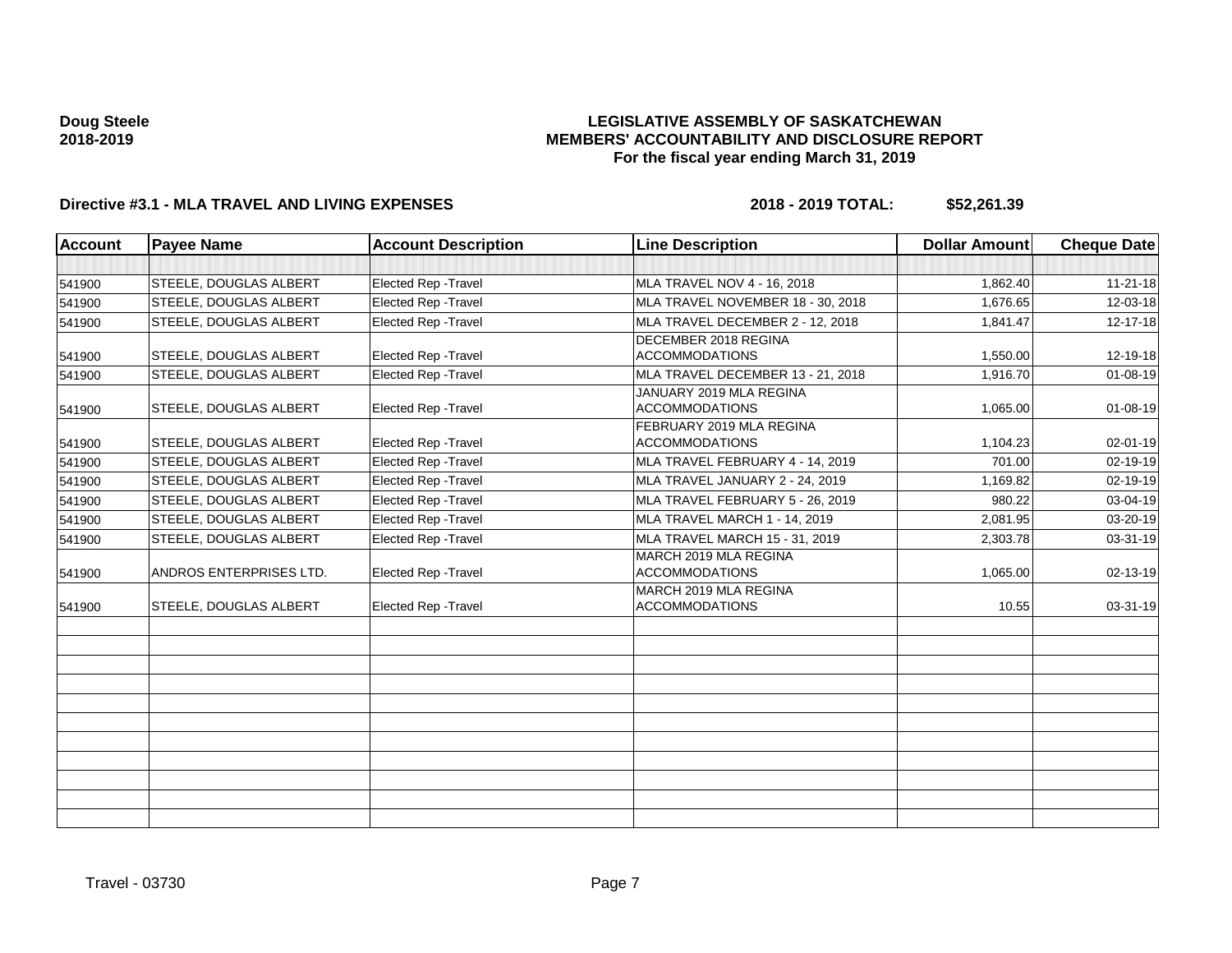**Doug Steele**
**2018-2019**

# LEGISLATIVE ASSEMBLY OF SASKATCHEWAN
## MEMBERS' ACCOUNTABILITY AND DISCLOSURE REPORT
### For the fiscal year ending March 31, 2019

**Directive #3.1 - MLA TRAVEL AND LIVING EXPENSES** **2018 - 2019 TOTAL: $52,261.39**

| Account | Payee Name | Account Description | Line Description | Dollar Amount | Cheque Date |
|---|---|---|---|---|---|
| | | | | | |
| 541900 | STEELE, DOUGLAS ALBERT | Elected Rep -Travel | MLA TRAVEL NOV 4 - 16, 2018 | 1,862.40 | 11-21-18 |
| 541900 | STEELE, DOUGLAS ALBERT | Elected Rep -Travel | MLA TRAVEL NOVEMBER 18 - 30, 2018 | 1,676.65 | 12-03-18 |
| 541900 | STEELE, DOUGLAS ALBERT | Elected Rep -Travel | MLA TRAVEL DECEMBER 2 - 12, 2018 | 1,841.47 | 12-17-18 |
| 541900 | STEELE, DOUGLAS ALBERT | Elected Rep -Travel | DECEMBER 2018 REGINA ACCOMMODATIONS | 1,550.00 | 12-19-18 |
| 541900 | STEELE, DOUGLAS ALBERT | Elected Rep -Travel | MLA TRAVEL DECEMBER 13 - 21, 2018 | 1,916.70 | 01-08-19 |
| 541900 | STEELE, DOUGLAS ALBERT | Elected Rep -Travel | JANUARY 2019 MLA REGINA ACCOMMODATIONS | 1,065.00 | 01-08-19 |
| 541900 | STEELE, DOUGLAS ALBERT | Elected Rep -Travel | FEBRUARY 2019 MLA REGINA ACCOMMODATIONS | 1,104.23 | 02-01-19 |
| 541900 | STEELE, DOUGLAS ALBERT | Elected Rep -Travel | MLA TRAVEL FEBRUARY 4 - 14, 2019 | 701.00 | 02-19-19 |
| 541900 | STEELE, DOUGLAS ALBERT | Elected Rep -Travel | MLA TRAVEL JANUARY 2 - 24, 2019 | 1,169.82 | 02-19-19 |
| 541900 | STEELE, DOUGLAS ALBERT | Elected Rep -Travel | MLA TRAVEL FEBRUARY 5 - 26, 2019 | 980.22 | 03-04-19 |
| 541900 | STEELE, DOUGLAS ALBERT | Elected Rep -Travel | MLA TRAVEL MARCH 1 - 14, 2019 | 2,081.95 | 03-20-19 |
| 541900 | STEELE, DOUGLAS ALBERT | Elected Rep -Travel | MLA TRAVEL MARCH 15 - 31, 2019 | 2,303.78 | 03-31-19 |
| 541900 | ANDROS ENTERPRISES LTD. | Elected Rep -Travel | MARCH 2019 MLA REGINA ACCOMMODATIONS | 1,065.00 | 02-13-19 |
| 541900 | STEELE, DOUGLAS ALBERT | Elected Rep -Travel | MARCH 2019 MLA REGINA ACCOMMODATIONS | 10.55 | 03-31-19 |

Travel - 03730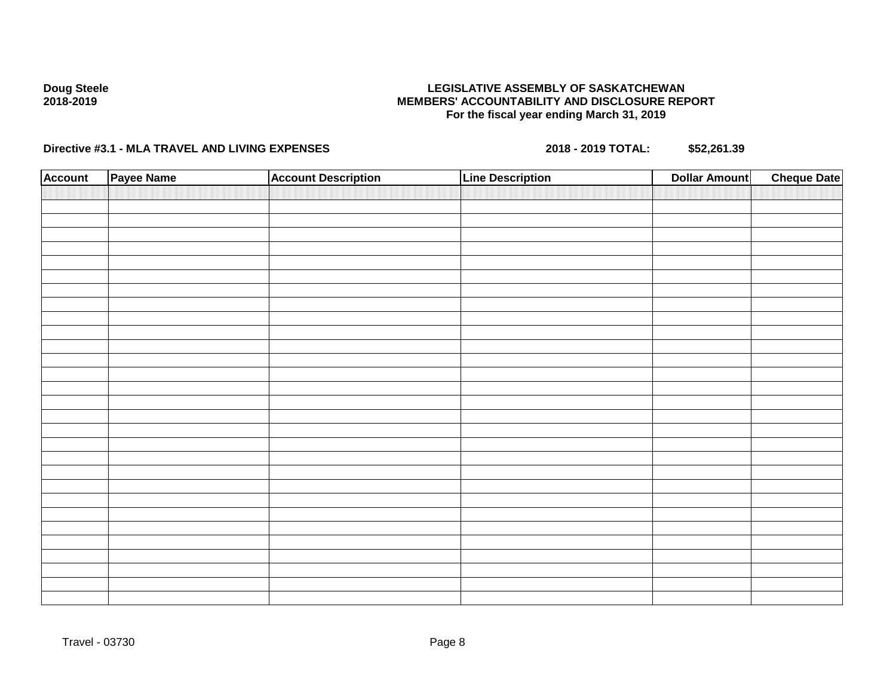**Doug Steele**
**2018-2019**

**LEGISLATIVE ASSEMBLY OF SASKATCHEWAN**
**MEMBERS' ACCOUNTABILITY AND DISCLOSURE REPORT**
**For the fiscal year ending March 31, 2019**

**Directive #3.1 - MLA TRAVEL AND LIVING EXPENSES** **2018 - 2019 TOTAL: $52,261.39**

| Account | Payee Name | Account Description | Line Description | Dollar Amount | Cheque Date |
|---|---|---|---|---|---|
| | | | | | |

Travel - 03730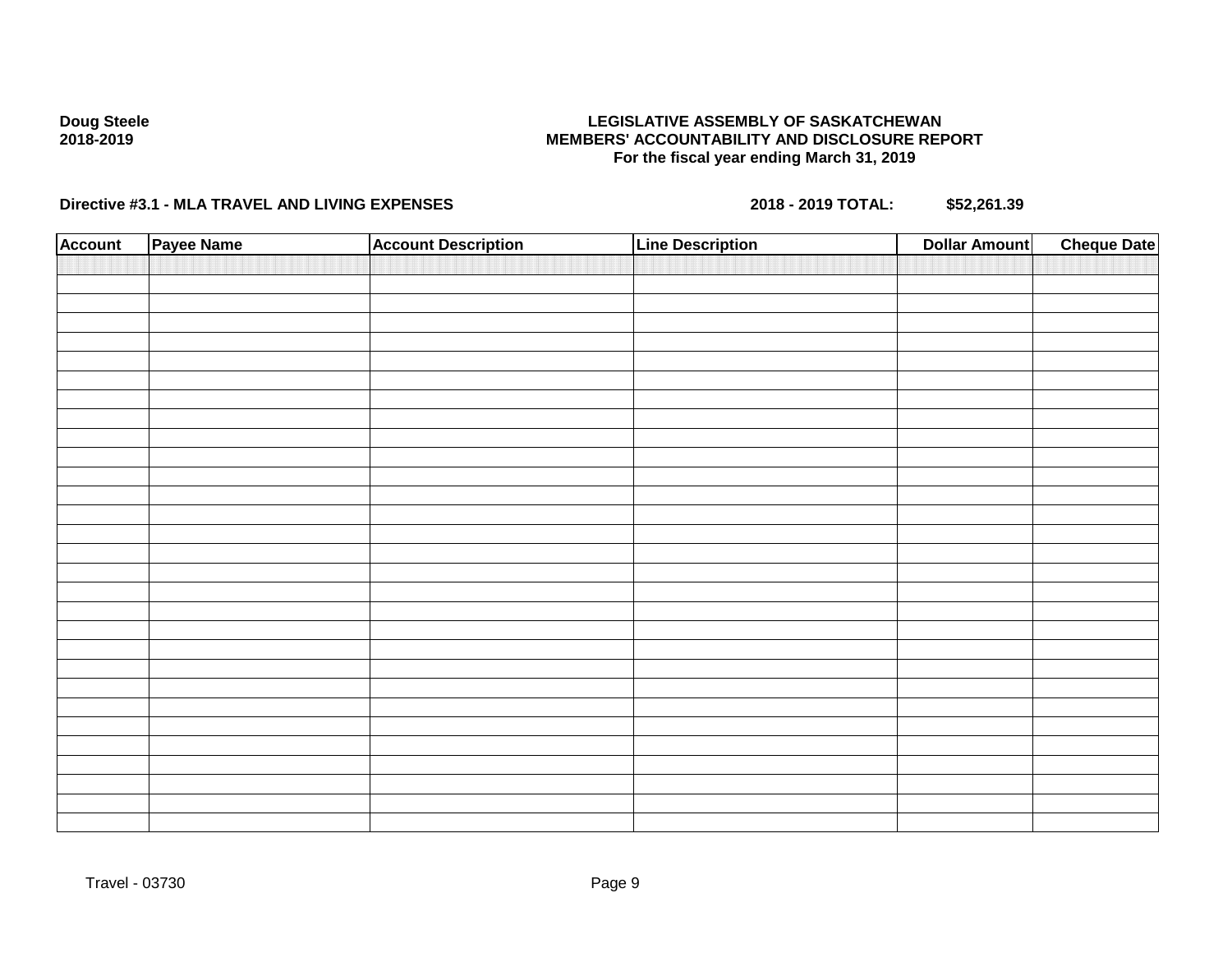**Doug Steele**
**2018-2019**

**LEGISLATIVE ASSEMBLY OF SASKATCHEWAN**
**MEMBERS' ACCOUNTABILITY AND DISCLOSURE REPORT**
**For the fiscal year ending March 31, 2019**

**Directive #3.1 - MLA TRAVEL AND LIVING EXPENSES** **2018 - 2019 TOTAL: $52,261.39**

| Account | Payee Name | Account Description | Line Description | Dollar Amount | Cheque Date |
|---|---|---|---|---|---|
| | | | | | |

Travel - 03730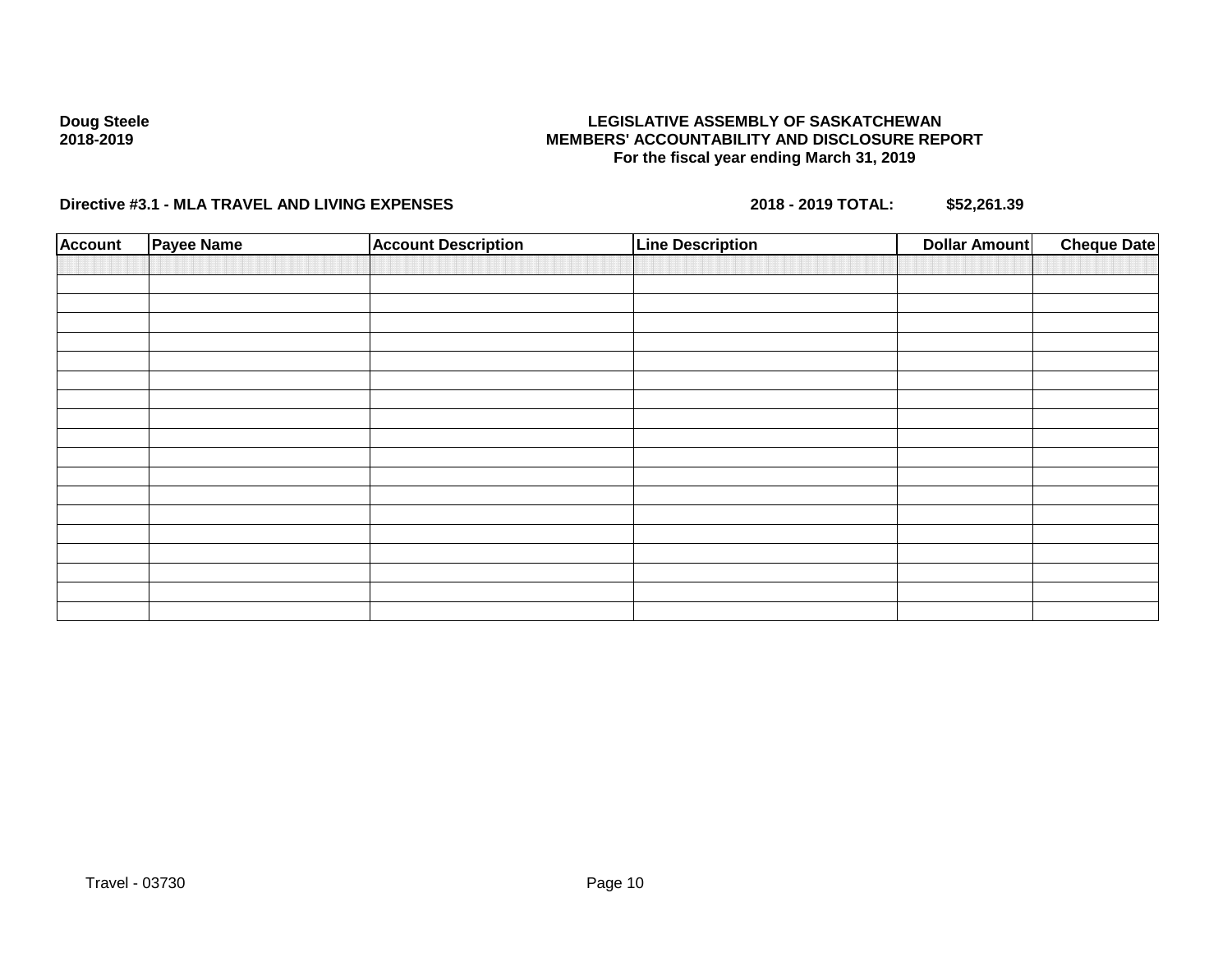**Doug Steele**
**2018-2019**

**LEGISLATIVE ASSEMBLY OF SASKATCHEWAN**
**MEMBERS' ACCOUNTABILITY AND DISCLOSURE REPORT**
**For the fiscal year ending March 31, 2019**

**Directive #3.1 - MLA TRAVEL AND LIVING EXPENSES** **2018 - 2019 TOTAL: $52,261.39**

| Account | Payee Name | Account Description | Line Description | Dollar Amount | Cheque Date |
|---|---|---|---|---|---|
| | | | | | |
| | | | | | |
| | | | | | |
| | | | | | |
| | | | | | |
| | | | | | |
| | | | | | |
| | | | | | |
| | | | | | |
| | | | | | |
| | | | | | |
| | | | | | |
| | | | | | |
| | | | | | |
| | | | | | |
| | | | | | |
| | | | | | |
| | | | | | |
| | | | | | |

Travel - 03730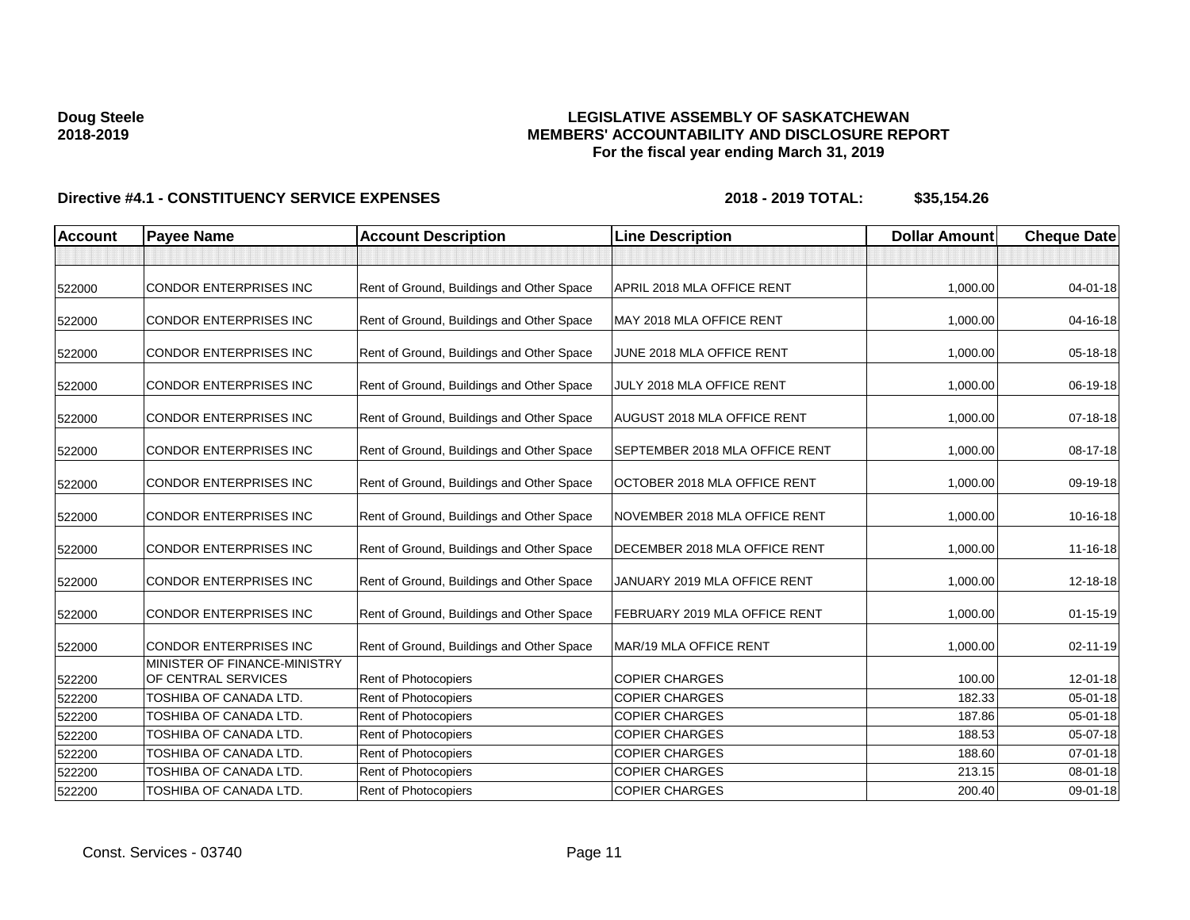**Doug Steele**
**2018-2019**

# LEGISLATIVE ASSEMBLY OF SASKATCHEWAN
## MEMBERS' ACCOUNTABILITY AND DISCLOSURE REPORT
### For the fiscal year ending March 31, 2019

**Directive #4.1 - CONSTITUENCY SERVICE EXPENSES** **2018 - 2019 TOTAL: $35,154.26**

| Account | Payee Name | Account Description | Line Description | Dollar Amount | Cheque Date |
|---|---|---|---|---|---|
| | | | | | |
| 522000 | CONDOR ENTERPRISES INC | Rent of Ground, Buildings and Other Space | APRIL 2018 MLA OFFICE RENT | 1,000.00 | 04-01-18 |
| 522000 | CONDOR ENTERPRISES INC | Rent of Ground, Buildings and Other Space | MAY 2018 MLA OFFICE RENT | 1,000.00 | 04-16-18 |
| 522000 | CONDOR ENTERPRISES INC | Rent of Ground, Buildings and Other Space | JUNE 2018 MLA OFFICE RENT | 1,000.00 | 05-18-18 |
| 522000 | CONDOR ENTERPRISES INC | Rent of Ground, Buildings and Other Space | JULY 2018 MLA OFFICE RENT | 1,000.00 | 06-19-18 |
| 522000 | CONDOR ENTERPRISES INC | Rent of Ground, Buildings and Other Space | AUGUST 2018 MLA OFFICE RENT | 1,000.00 | 07-18-18 |
| 522000 | CONDOR ENTERPRISES INC | Rent of Ground, Buildings and Other Space | SEPTEMBER 2018 MLA OFFICE RENT | 1,000.00 | 08-17-18 |
| 522000 | CONDOR ENTERPRISES INC | Rent of Ground, Buildings and Other Space | OCTOBER 2018 MLA OFFICE RENT | 1,000.00 | 09-19-18 |
| 522000 | CONDOR ENTERPRISES INC | Rent of Ground, Buildings and Other Space | NOVEMBER 2018 MLA OFFICE RENT | 1,000.00 | 10-16-18 |
| 522000 | CONDOR ENTERPRISES INC | Rent of Ground, Buildings and Other Space | DECEMBER 2018 MLA OFFICE RENT | 1,000.00 | 11-16-18 |
| 522000 | CONDOR ENTERPRISES INC | Rent of Ground, Buildings and Other Space | JANUARY 2019 MLA OFFICE RENT | 1,000.00 | 12-18-18 |
| 522000 | CONDOR ENTERPRISES INC | Rent of Ground, Buildings and Other Space | FEBRUARY 2019 MLA OFFICE RENT | 1,000.00 | 01-15-19 |
| 522000 | CONDOR ENTERPRISES INC | Rent of Ground, Buildings and Other Space | MAR/19 MLA OFFICE RENT | 1,000.00 | 02-11-19 |
| 522200 | MINISTER OF FINANCE-MINISTRY OF CENTRAL SERVICES | Rent of Photocopiers | COPIER CHARGES | 100.00 | 12-01-18 |
| 522200 | TOSHIBA OF CANADA LTD. | Rent of Photocopiers | COPIER CHARGES | 182.33 | 05-01-18 |
| 522200 | TOSHIBA OF CANADA LTD. | Rent of Photocopiers | COPIER CHARGES | 187.86 | 05-01-18 |
| 522200 | TOSHIBA OF CANADA LTD. | Rent of Photocopiers | COPIER CHARGES | 188.53 | 05-07-18 |
| 522200 | TOSHIBA OF CANADA LTD. | Rent of Photocopiers | COPIER CHARGES | 188.60 | 07-01-18 |
| 522200 | TOSHIBA OF CANADA LTD. | Rent of Photocopiers | COPIER CHARGES | 213.15 | 08-01-18 |
| 522200 | TOSHIBA OF CANADA LTD. | Rent of Photocopiers | COPIER CHARGES | 200.40 | 09-01-18 |

Const. Services - 03740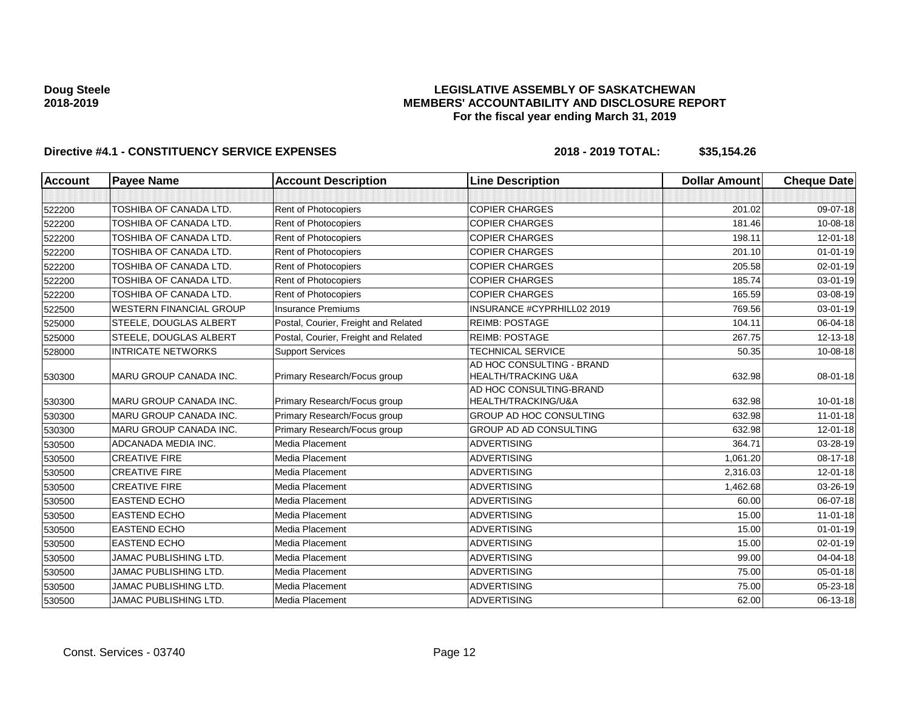**Doug Steele**
**2018-2019**

**LEGISLATIVE ASSEMBLY OF SASKATCHEWAN**
**MEMBERS' ACCOUNTABILITY AND DISCLOSURE REPORT**
**For the fiscal year ending March 31, 2019**

**Directive #4.1 - CONSTITUENCY SERVICE EXPENSES** **2018 - 2019 TOTAL: $35,154.26**

| Account | Payee Name | Account Description | Line Description | Dollar Amount | Cheque Date |
|---|---|---|---|---|---|
| | | | | | |
| 522200 | TOSHIBA OF CANADA LTD. | Rent of Photocopiers | COPIER CHARGES | 201.02 | 09-07-18 |
| 522200 | TOSHIBA OF CANADA LTD. | Rent of Photocopiers | COPIER CHARGES | 181.46 | 10-08-18 |
| 522200 | TOSHIBA OF CANADA LTD. | Rent of Photocopiers | COPIER CHARGES | 198.11 | 12-01-18 |
| 522200 | TOSHIBA OF CANADA LTD. | Rent of Photocopiers | COPIER CHARGES | 201.10 | 01-01-19 |
| 522200 | TOSHIBA OF CANADA LTD. | Rent of Photocopiers | COPIER CHARGES | 205.58 | 02-01-19 |
| 522200 | TOSHIBA OF CANADA LTD. | Rent of Photocopiers | COPIER CHARGES | 185.74 | 03-01-19 |
| 522200 | TOSHIBA OF CANADA LTD. | Rent of Photocopiers | COPIER CHARGES | 165.59 | 03-08-19 |
| 522500 | WESTERN FINANCIAL GROUP | Insurance Premiums | INSURANCE #CYPRHILL02 2019 | 769.56 | 03-01-19 |
| 525000 | STEELE, DOUGLAS ALBERT | Postal, Courier, Freight and Related | REIMB: POSTAGE | 104.11 | 06-04-18 |
| 525000 | STEELE, DOUGLAS ALBERT | Postal, Courier, Freight and Related | REIMB: POSTAGE | 267.75 | 12-13-18 |
| 528000 | INTRICATE NETWORKS | Support Services | TECHNICAL SERVICE | 50.35 | 10-08-18 |
| 530300 | MARU GROUP CANADA INC. | Primary Research/Focus group | AD HOC CONSULTING - BRAND HEALTH/TRACKING U&A | 632.98 | 08-01-18 |
| 530300 | MARU GROUP CANADA INC. | Primary Research/Focus group | AD HOC CONSULTING-BRAND HEALTH/TRACKING/U&A | 632.98 | 10-01-18 |
| 530300 | MARU GROUP CANADA INC. | Primary Research/Focus group | GROUP AD HOC CONSULTING | 632.98 | 11-01-18 |
| 530300 | MARU GROUP CANADA INC. | Primary Research/Focus group | GROUP AD AD CONSULTING | 632.98 | 12-01-18 |
| 530500 | ADCANADA MEDIA INC. | Media Placement | ADVERTISING | 364.71 | 03-28-19 |
| 530500 | CREATIVE FIRE | Media Placement | ADVERTISING | 1,061.20 | 08-17-18 |
| 530500 | CREATIVE FIRE | Media Placement | ADVERTISING | 2,316.03 | 12-01-18 |
| 530500 | CREATIVE FIRE | Media Placement | ADVERTISING | 1,462.68 | 03-26-19 |
| 530500 | EASTEND ECHO | Media Placement | ADVERTISING | 60.00 | 06-07-18 |
| 530500 | EASTEND ECHO | Media Placement | ADVERTISING | 15.00 | 11-01-18 |
| 530500 | EASTEND ECHO | Media Placement | ADVERTISING | 15.00 | 01-01-19 |
| 530500 | EASTEND ECHO | Media Placement | ADVERTISING | 15.00 | 02-01-19 |
| 530500 | JAMAC PUBLISHING LTD. | Media Placement | ADVERTISING | 99.00 | 04-04-18 |
| 530500 | JAMAC PUBLISHING LTD. | Media Placement | ADVERTISING | 75.00 | 05-01-18 |
| 530500 | JAMAC PUBLISHING LTD. | Media Placement | ADVERTISING | 75.00 | 05-23-18 |
| 530500 | JAMAC PUBLISHING LTD. | Media Placement | ADVERTISING | 62.00 | 06-13-18 |

Const. Services - 03740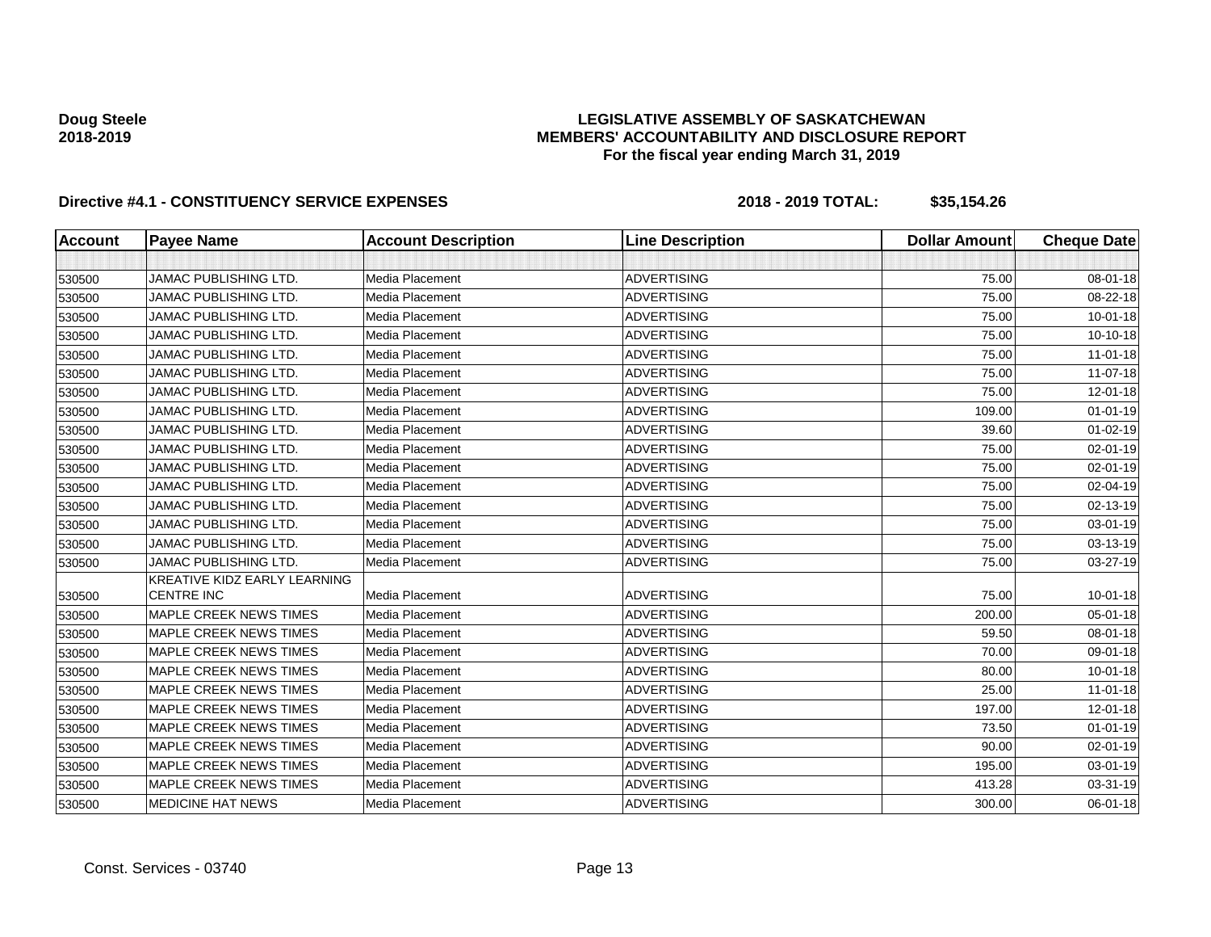**Doug Steele**
**2018-2019**

**LEGISLATIVE ASSEMBLY OF SASKATCHEWAN**
**MEMBERS' ACCOUNTABILITY AND DISCLOSURE REPORT**
**For the fiscal year ending March 31, 2019**

**Directive #4.1 - CONSTITUENCY SERVICE EXPENSES** **2018 - 2019 TOTAL: $35,154.26**

| Account | Payee Name | Account Description | Line Description | Dollar Amount | Cheque Date |
|---|---|---|---|---|---|
| | | | | | |
| 530500 | JAMAC PUBLISHING LTD. | Media Placement | ADVERTISING | 75.00 | 08-01-18 |
| 530500 | JAMAC PUBLISHING LTD. | Media Placement | ADVERTISING | 75.00 | 08-22-18 |
| 530500 | JAMAC PUBLISHING LTD. | Media Placement | ADVERTISING | 75.00 | 10-01-18 |
| 530500 | JAMAC PUBLISHING LTD. | Media Placement | ADVERTISING | 75.00 | 10-10-18 |
| 530500 | JAMAC PUBLISHING LTD. | Media Placement | ADVERTISING | 75.00 | 11-01-18 |
| 530500 | JAMAC PUBLISHING LTD. | Media Placement | ADVERTISING | 75.00 | 11-07-18 |
| 530500 | JAMAC PUBLISHING LTD. | Media Placement | ADVERTISING | 75.00 | 12-01-18 |
| 530500 | JAMAC PUBLISHING LTD. | Media Placement | ADVERTISING | 109.00 | 01-01-19 |
| 530500 | JAMAC PUBLISHING LTD. | Media Placement | ADVERTISING | 39.60 | 01-02-19 |
| 530500 | JAMAC PUBLISHING LTD. | Media Placement | ADVERTISING | 75.00 | 02-01-19 |
| 530500 | JAMAC PUBLISHING LTD. | Media Placement | ADVERTISING | 75.00 | 02-01-19 |
| 530500 | JAMAC PUBLISHING LTD. | Media Placement | ADVERTISING | 75.00 | 02-04-19 |
| 530500 | JAMAC PUBLISHING LTD. | Media Placement | ADVERTISING | 75.00 | 02-13-19 |
| 530500 | JAMAC PUBLISHING LTD. | Media Placement | ADVERTISING | 75.00 | 03-01-19 |
| 530500 | JAMAC PUBLISHING LTD. | Media Placement | ADVERTISING | 75.00 | 03-13-19 |
| 530500 | JAMAC PUBLISHING LTD. | Media Placement | ADVERTISING | 75.00 | 03-27-19 |
| 530500 | KREATIVE KIDZ EARLY LEARNING CENTRE INC | Media Placement | ADVERTISING | 75.00 | 10-01-18 |
| 530500 | MAPLE CREEK NEWS TIMES | Media Placement | ADVERTISING | 200.00 | 05-01-18 |
| 530500 | MAPLE CREEK NEWS TIMES | Media Placement | ADVERTISING | 59.50 | 08-01-18 |
| 530500 | MAPLE CREEK NEWS TIMES | Media Placement | ADVERTISING | 70.00 | 09-01-18 |
| 530500 | MAPLE CREEK NEWS TIMES | Media Placement | ADVERTISING | 80.00 | 10-01-18 |
| 530500 | MAPLE CREEK NEWS TIMES | Media Placement | ADVERTISING | 25.00 | 11-01-18 |
| 530500 | MAPLE CREEK NEWS TIMES | Media Placement | ADVERTISING | 197.00 | 12-01-18 |
| 530500 | MAPLE CREEK NEWS TIMES | Media Placement | ADVERTISING | 73.50 | 01-01-19 |
| 530500 | MAPLE CREEK NEWS TIMES | Media Placement | ADVERTISING | 90.00 | 02-01-19 |
| 530500 | MAPLE CREEK NEWS TIMES | Media Placement | ADVERTISING | 195.00 | 03-01-19 |
| 530500 | MAPLE CREEK NEWS TIMES | Media Placement | ADVERTISING | 413.28 | 03-31-19 |
| 530500 | MEDICINE HAT NEWS | Media Placement | ADVERTISING | 300.00 | 06-01-18 |

Const. Services - 03740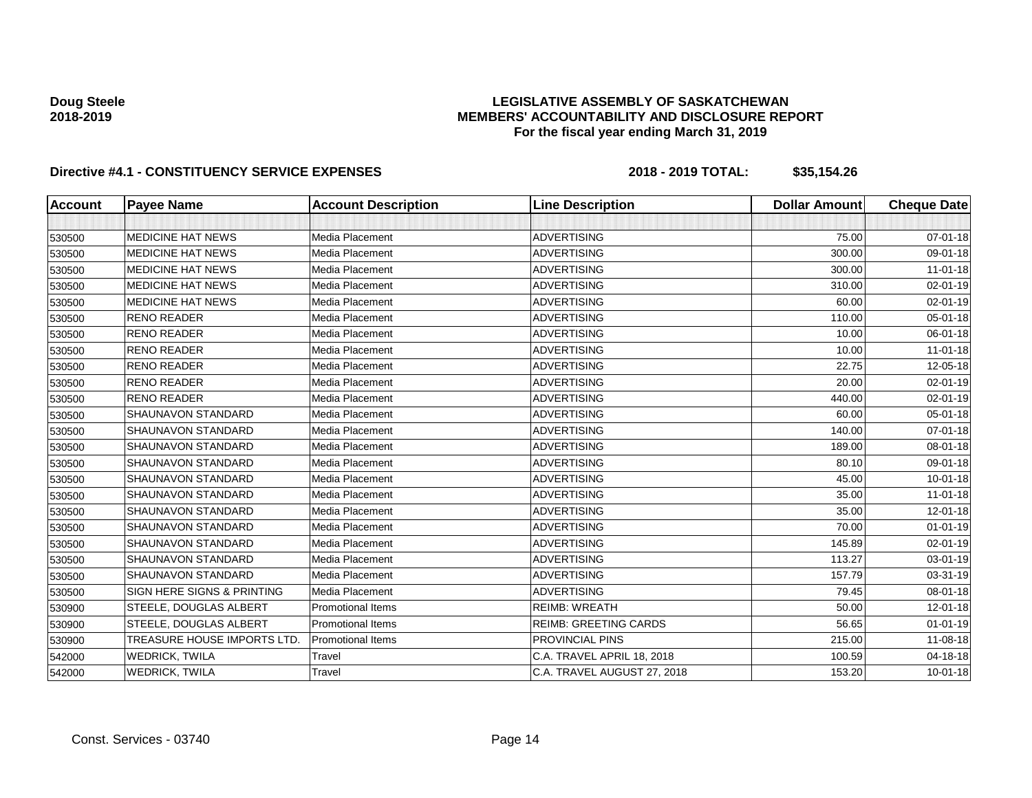**Doug Steele**
**2018-2019**

**LEGISLATIVE ASSEMBLY OF SASKATCHEWAN**
**MEMBERS' ACCOUNTABILITY AND DISCLOSURE REPORT**
**For the fiscal year ending March 31, 2019**

**Directive #4.1 - CONSTITUENCY SERVICE EXPENSES** **2018 - 2019 TOTAL: $35,154.26**

| Account | Payee Name | Account Description | Line Description | Dollar Amount | Cheque Date |
|---|---|---|---|---|---|
| | | | | | |
| 530500 | MEDICINE HAT NEWS | Media Placement | ADVERTISING | 75.00 | 07-01-18 |
| 530500 | MEDICINE HAT NEWS | Media Placement | ADVERTISING | 300.00 | 09-01-18 |
| 530500 | MEDICINE HAT NEWS | Media Placement | ADVERTISING | 300.00 | 11-01-18 |
| 530500 | MEDICINE HAT NEWS | Media Placement | ADVERTISING | 310.00 | 02-01-19 |
| 530500 | MEDICINE HAT NEWS | Media Placement | ADVERTISING | 60.00 | 02-01-19 |
| 530500 | RENO READER | Media Placement | ADVERTISING | 110.00 | 05-01-18 |
| 530500 | RENO READER | Media Placement | ADVERTISING | 10.00 | 06-01-18 |
| 530500 | RENO READER | Media Placement | ADVERTISING | 10.00 | 11-01-18 |
| 530500 | RENO READER | Media Placement | ADVERTISING | 22.75 | 12-05-18 |
| 530500 | RENO READER | Media Placement | ADVERTISING | 20.00 | 02-01-19 |
| 530500 | RENO READER | Media Placement | ADVERTISING | 440.00 | 02-01-19 |
| 530500 | SHAUNAVON STANDARD | Media Placement | ADVERTISING | 60.00 | 05-01-18 |
| 530500 | SHAUNAVON STANDARD | Media Placement | ADVERTISING | 140.00 | 07-01-18 |
| 530500 | SHAUNAVON STANDARD | Media Placement | ADVERTISING | 189.00 | 08-01-18 |
| 530500 | SHAUNAVON STANDARD | Media Placement | ADVERTISING | 80.10 | 09-01-18 |
| 530500 | SHAUNAVON STANDARD | Media Placement | ADVERTISING | 45.00 | 10-01-18 |
| 530500 | SHAUNAVON STANDARD | Media Placement | ADVERTISING | 35.00 | 11-01-18 |
| 530500 | SHAUNAVON STANDARD | Media Placement | ADVERTISING | 35.00 | 12-01-18 |
| 530500 | SHAUNAVON STANDARD | Media Placement | ADVERTISING | 70.00 | 01-01-19 |
| 530500 | SHAUNAVON STANDARD | Media Placement | ADVERTISING | 145.89 | 02-01-19 |
| 530500 | SHAUNAVON STANDARD | Media Placement | ADVERTISING | 113.27 | 03-01-19 |
| 530500 | SHAUNAVON STANDARD | Media Placement | ADVERTISING | 157.79 | 03-31-19 |
| 530500 | SIGN HERE SIGNS & PRINTING | Media Placement | ADVERTISING | 79.45 | 08-01-18 |
| 530900 | STEELE, DOUGLAS ALBERT | Promotional Items | REIMB: WREATH | 50.00 | 12-01-18 |
| 530900 | STEELE, DOUGLAS ALBERT | Promotional Items | REIMB: GREETING CARDS | 56.65 | 01-01-19 |
| 530900 | TREASURE HOUSE IMPORTS LTD. | Promotional Items | PROVINCIAL PINS | 215.00 | 11-08-18 |
| 542000 | WEDRICK, TWILA | Travel | C.A. TRAVEL APRIL 18, 2018 | 100.59 | 04-18-18 |
| 542000 | WEDRICK, TWILA | Travel | C.A. TRAVEL AUGUST 27, 2018 | 153.20 | 10-01-18 |

Const. Services - 03740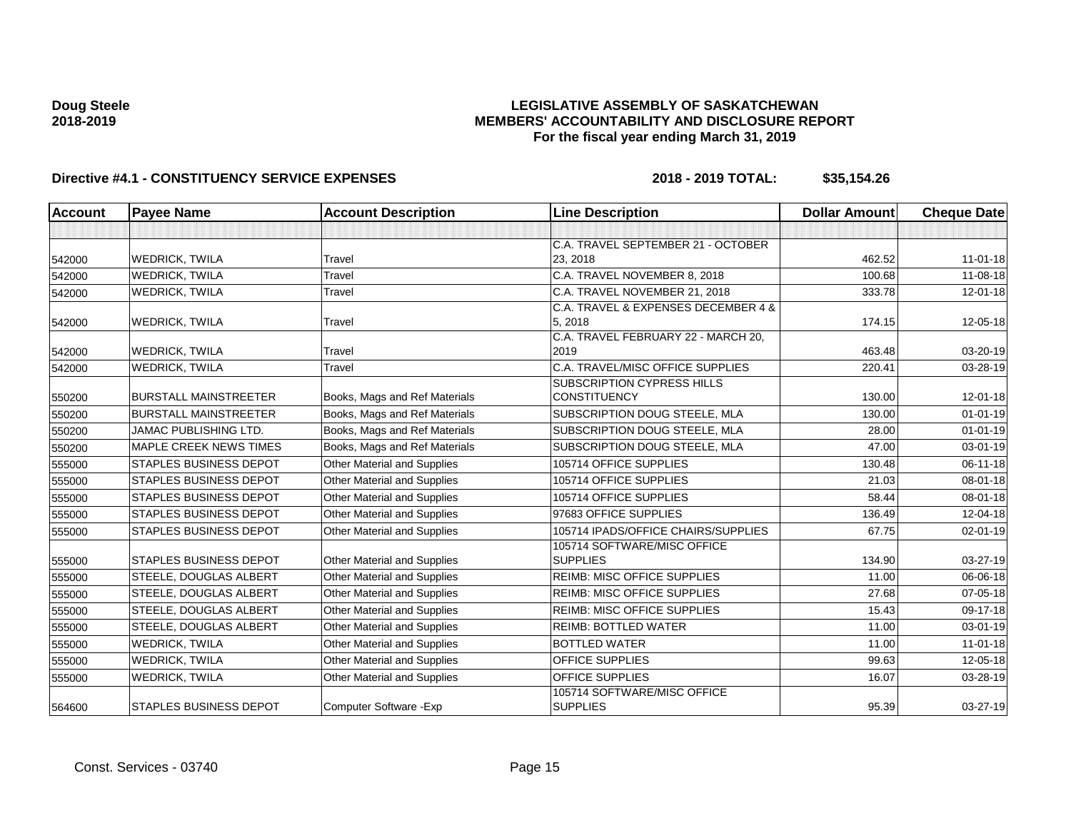**Doug Steele**
**2018-2019**

**LEGISLATIVE ASSEMBLY OF SASKATCHEWAN**
**MEMBERS' ACCOUNTABILITY AND DISCLOSURE REPORT**
**For the fiscal year ending March 31, 2019**

**Directive #4.1 - CONSTITUENCY SERVICE EXPENSES** **2018 - 2019 TOTAL: $35,154.26**

| Account | Payee Name | Account Description | Line Description | Dollar Amount | Cheque Date |
|---|---|---|---|---|---|
| | | | | | |
| 542000 | WEDRICK, TWILA | Travel | C.A. TRAVEL SEPTEMBER 21 - OCTOBER 23, 2018 | 462.52 | 11-01-18 |
| 542000 | WEDRICK, TWILA | Travel | C.A. TRAVEL NOVEMBER 8, 2018 | 100.68 | 11-08-18 |
| 542000 | WEDRICK, TWILA | Travel | C.A. TRAVEL NOVEMBER 21, 2018 | 333.78 | 12-01-18 |
| 542000 | WEDRICK, TWILA | Travel | C.A. TRAVEL & EXPENSES DECEMBER 4 & 5, 2018 | 174.15 | 12-05-18 |
| 542000 | WEDRICK, TWILA | Travel | C.A. TRAVEL FEBRUARY 22 - MARCH 20, 2019 | 463.48 | 03-20-19 |
| 542000 | WEDRICK, TWILA | Travel | C.A. TRAVEL/MISC OFFICE SUPPLIES | 220.41 | 03-28-19 |
| 550200 | BURSTALL MAINSTREETER | Books, Mags and Ref Materials | SUBSCRIPTION CYPRESS HILLS CONSTITUENCY | 130.00 | 12-01-18 |
| 550200 | BURSTALL MAINSTREETER | Books, Mags and Ref Materials | SUBSCRIPTION DOUG STEELE, MLA | 130.00 | 01-01-19 |
| 550200 | JAMAC PUBLISHING LTD. | Books, Mags and Ref Materials | SUBSCRIPTION DOUG STEELE, MLA | 28.00 | 01-01-19 |
| 550200 | MAPLE CREEK NEWS TIMES | Books, Mags and Ref Materials | SUBSCRIPTION DOUG STEELE, MLA | 47.00 | 03-01-19 |
| 555000 | STAPLES BUSINESS DEPOT | Other Material and Supplies | 105714 OFFICE SUPPLIES | 130.48 | 06-11-18 |
| 555000 | STAPLES BUSINESS DEPOT | Other Material and Supplies | 105714 OFFICE SUPPLIES | 21.03 | 08-01-18 |
| 555000 | STAPLES BUSINESS DEPOT | Other Material and Supplies | 105714 OFFICE SUPPLIES | 58.44 | 08-01-18 |
| 555000 | STAPLES BUSINESS DEPOT | Other Material and Supplies | 97683 OFFICE SUPPLIES | 136.49 | 12-04-18 |
| 555000 | STAPLES BUSINESS DEPOT | Other Material and Supplies | 105714 IPADS/OFFICE CHAIRS/SUPPLIES | 67.75 | 02-01-19 |
| 555000 | STAPLES BUSINESS DEPOT | Other Material and Supplies | 105714 SOFTWARE/MISC OFFICE SUPPLIES | 134.90 | 03-27-19 |
| 555000 | STEELE, DOUGLAS ALBERT | Other Material and Supplies | REIMB: MISC OFFICE SUPPLIES | 11.00 | 06-06-18 |
| 555000 | STEELE, DOUGLAS ALBERT | Other Material and Supplies | REIMB: MISC OFFICE SUPPLIES | 27.68 | 07-05-18 |
| 555000 | STEELE, DOUGLAS ALBERT | Other Material and Supplies | REIMB: MISC OFFICE SUPPLIES | 15.43 | 09-17-18 |
| 555000 | STEELE, DOUGLAS ALBERT | Other Material and Supplies | REIMB: BOTTLED WATER | 11.00 | 03-01-19 |
| 555000 | WEDRICK, TWILA | Other Material and Supplies | BOTTLED WATER | 11.00 | 11-01-18 |
| 555000 | WEDRICK, TWILA | Other Material and Supplies | OFFICE SUPPLIES | 99.63 | 12-05-18 |
| 555000 | WEDRICK, TWILA | Other Material and Supplies | OFFICE SUPPLIES | 16.07 | 03-28-19 |
| 564600 | STAPLES BUSINESS DEPOT | Computer Software -Exp | 105714 SOFTWARE/MISC OFFICE SUPPLIES | 95.39 | 03-27-19 |

Const. Services - 03740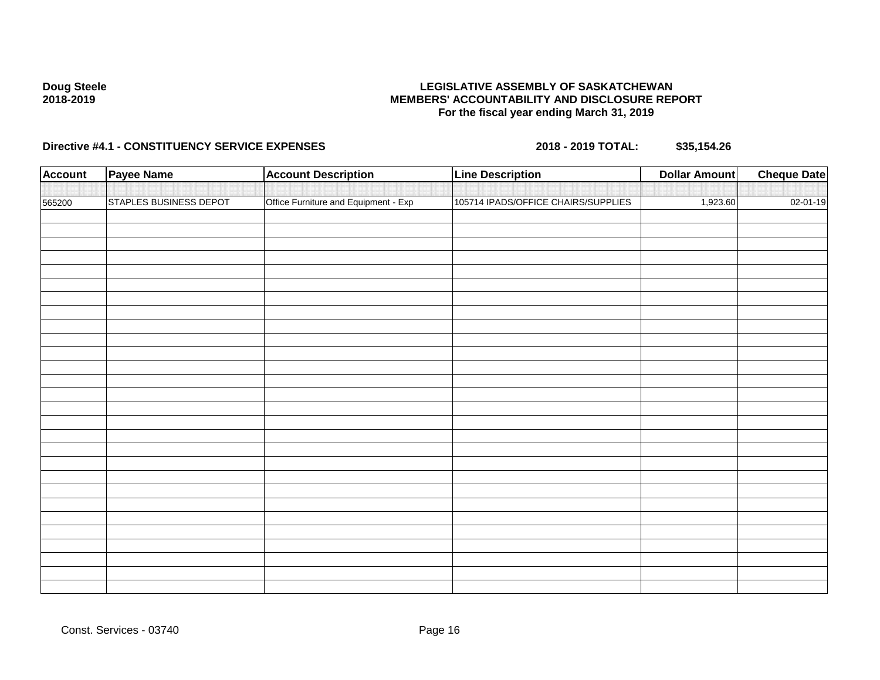**Doug Steele**
**2018-2019**

**LEGISLATIVE ASSEMBLY OF SASKATCHEWAN**
**MEMBERS' ACCOUNTABILITY AND DISCLOSURE REPORT**
**For the fiscal year ending March 31, 2019**

**Directive #4.1 - CONSTITUENCY SERVICE EXPENSES** **2018 - 2019 TOTAL: $35,154.26**

| Account | Payee Name | Account Description | Line Description | Dollar Amount | Cheque Date |
|---|---|---|---|---|---|
| 565200 | STAPLES BUSINESS DEPOT | Office Furniture and Equipment - Exp | 105714 IPADS/OFFICE CHAIRS/SUPPLIES | 1,923.60 | 02-01-19 |

Const. Services - 03740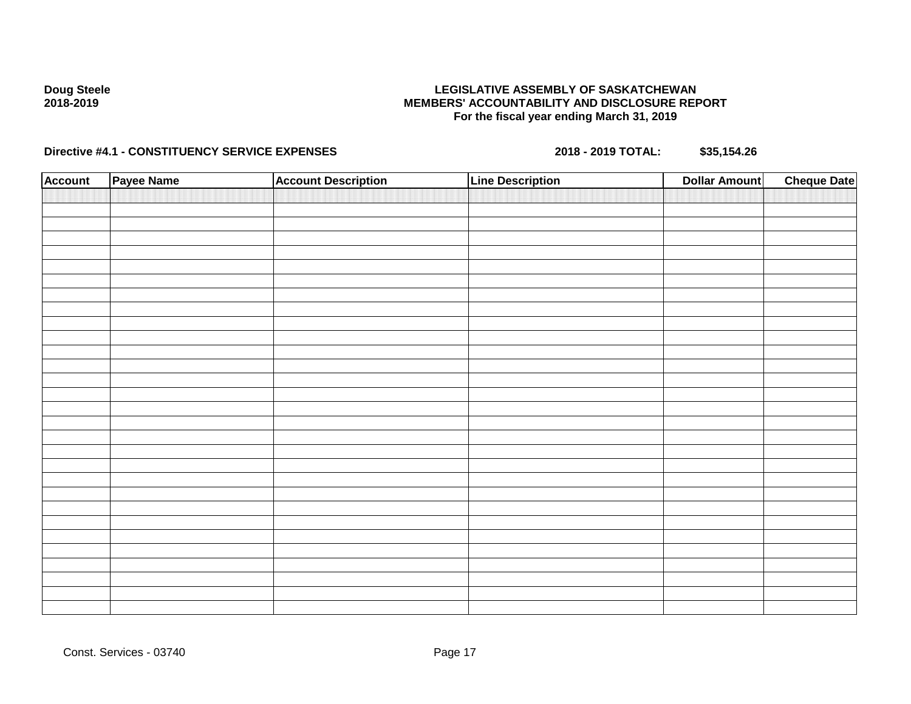**Doug Steele**
**2018-2019**

**LEGISLATIVE ASSEMBLY OF SASKATCHEWAN**
**MEMBERS' ACCOUNTABILITY AND DISCLOSURE REPORT**
**For the fiscal year ending March 31, 2019**

**Directive #4.1 - CONSTITUENCY SERVICE EXPENSES** **2018 - 2019 TOTAL: $35,154.26**

| Account | Payee Name | Account Description | Line Description | Dollar Amount | Cheque Date |
|---|---|---|---|---|---|
| | | | | | |

Const. Services - 03740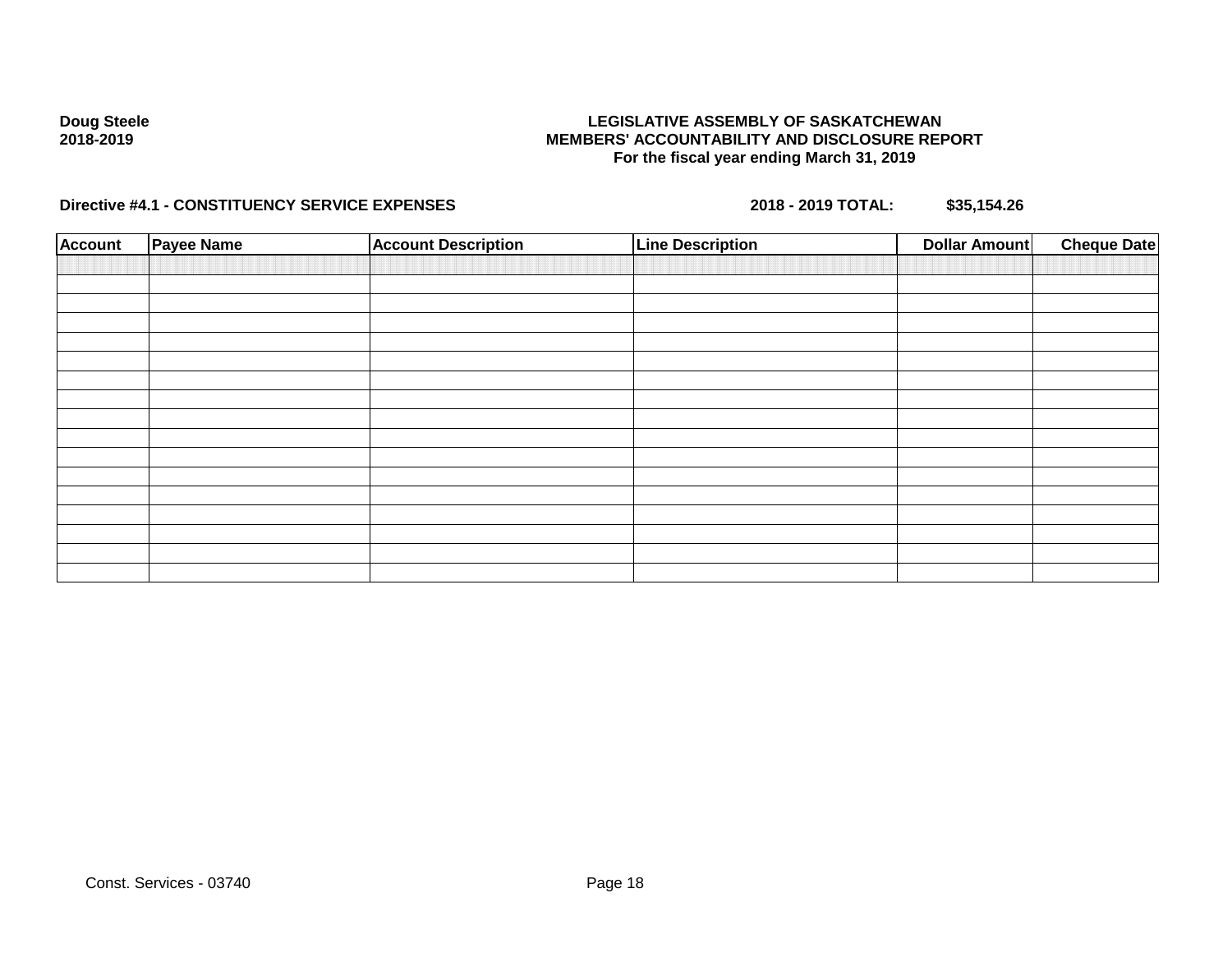**Doug Steele**
**2018-2019**

**LEGISLATIVE ASSEMBLY OF SASKATCHEWAN**
**MEMBERS' ACCOUNTABILITY AND DISCLOSURE REPORT**
**For the fiscal year ending March 31, 2019**

**Directive #4.1 - CONSTITUENCY SERVICE EXPENSES** **2018 - 2019 TOTAL: $35,154.26**

| Account | Payee Name | Account Description | Line Description | Dollar Amount | Cheque Date |
|---|---|---|---|---|---|
| | | | | | |
| | | | | | |
| | | | | | |
| | | | | | |
| | | | | | |
| | | | | | |
| | | | | | |
| | | | | | |
| | | | | | |
| | | | | | |
| | | | | | |
| | | | | | |
| | | | | | |
| | | | | | |
| | | | | | |
| | | | | | |
| | | | | | |

Const. Services - 03740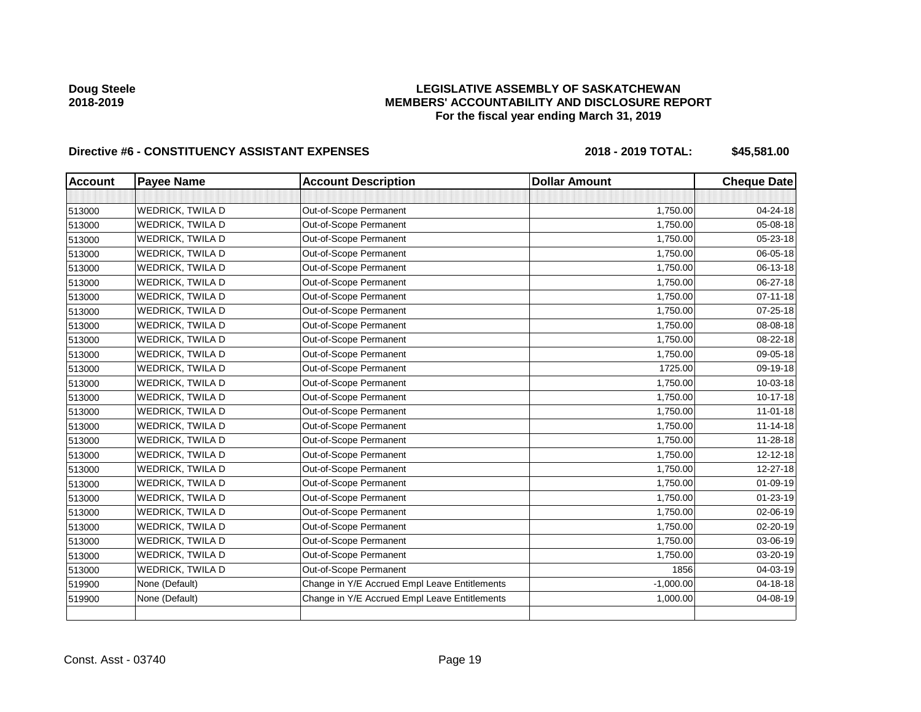**Doug Steele**
**2018-2019**

**LEGISLATIVE ASSEMBLY OF SASKATCHEWAN**
**MEMBERS' ACCOUNTABILITY AND DISCLOSURE REPORT**
**For the fiscal year ending March 31, 2019**

**Directive #6 - CONSTITUENCY ASSISTANT EXPENSES** **2018 - 2019 TOTAL: $45,581.00**

| Account | Payee Name | Account Description | Dollar Amount | Cheque Date |
|---|---|---|---|---|
| | | | | |
| 513000 | WEDRICK, TWILA D | Out-of-Scope Permanent | 1,750.00 | 04-24-18 |
| 513000 | WEDRICK, TWILA D | Out-of-Scope Permanent | 1,750.00 | 05-08-18 |
| 513000 | WEDRICK, TWILA D | Out-of-Scope Permanent | 1,750.00 | 05-23-18 |
| 513000 | WEDRICK, TWILA D | Out-of-Scope Permanent | 1,750.00 | 06-05-18 |
| 513000 | WEDRICK, TWILA D | Out-of-Scope Permanent | 1,750.00 | 06-13-18 |
| 513000 | WEDRICK, TWILA D | Out-of-Scope Permanent | 1,750.00 | 06-27-18 |
| 513000 | WEDRICK, TWILA D | Out-of-Scope Permanent | 1,750.00 | 07-11-18 |
| 513000 | WEDRICK, TWILA D | Out-of-Scope Permanent | 1,750.00 | 07-25-18 |
| 513000 | WEDRICK, TWILA D | Out-of-Scope Permanent | 1,750.00 | 08-08-18 |
| 513000 | WEDRICK, TWILA D | Out-of-Scope Permanent | 1,750.00 | 08-22-18 |
| 513000 | WEDRICK, TWILA D | Out-of-Scope Permanent | 1,750.00 | 09-05-18 |
| 513000 | WEDRICK, TWILA D | Out-of-Scope Permanent | 1725.00 | 09-19-18 |
| 513000 | WEDRICK, TWILA D | Out-of-Scope Permanent | 1,750.00 | 10-03-18 |
| 513000 | WEDRICK, TWILA D | Out-of-Scope Permanent | 1,750.00 | 10-17-18 |
| 513000 | WEDRICK, TWILA D | Out-of-Scope Permanent | 1,750.00 | 11-01-18 |
| 513000 | WEDRICK, TWILA D | Out-of-Scope Permanent | 1,750.00 | 11-14-18 |
| 513000 | WEDRICK, TWILA D | Out-of-Scope Permanent | 1,750.00 | 11-28-18 |
| 513000 | WEDRICK, TWILA D | Out-of-Scope Permanent | 1,750.00 | 12-12-18 |
| 513000 | WEDRICK, TWILA D | Out-of-Scope Permanent | 1,750.00 | 12-27-18 |
| 513000 | WEDRICK, TWILA D | Out-of-Scope Permanent | 1,750.00 | 01-09-19 |
| 513000 | WEDRICK, TWILA D | Out-of-Scope Permanent | 1,750.00 | 01-23-19 |
| 513000 | WEDRICK, TWILA D | Out-of-Scope Permanent | 1,750.00 | 02-06-19 |
| 513000 | WEDRICK, TWILA D | Out-of-Scope Permanent | 1,750.00 | 02-20-19 |
| 513000 | WEDRICK, TWILA D | Out-of-Scope Permanent | 1,750.00 | 03-06-19 |
| 513000 | WEDRICK, TWILA D | Out-of-Scope Permanent | 1,750.00 | 03-20-19 |
| 513000 | WEDRICK, TWILA D | Out-of-Scope Permanent | 1856 | 04-03-19 |
| 519900 | None (Default) | Change in Y/E Accrued Empl Leave Entitlements | -1,000.00 | 04-18-18 |
| 519900 | None (Default) | Change in Y/E Accrued Empl Leave Entitlements | 1,000.00 | 04-08-19 |
| | | | | |

Const. Asst - 03740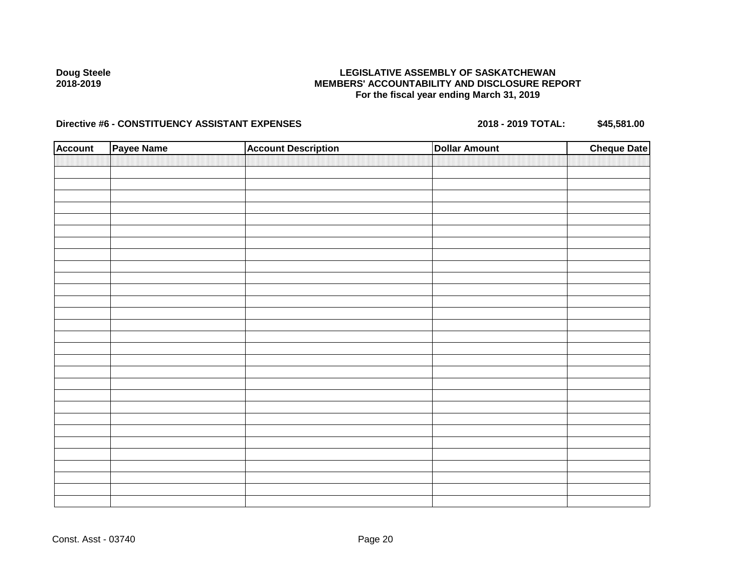Doug Steele
2018-2019

**LEGISLATIVE ASSEMBLY OF SASKATCHEWAN**
**MEMBERS' ACCOUNTABILITY AND DISCLOSURE REPORT**
**For the fiscal year ending March 31, 2019**

**Directive #6 - CONSTITUENCY ASSISTANT EXPENSES** **2018 - 2019 TOTAL: $45,581.00**

| Account | Payee Name | Account Description | Dollar Amount | Cheque Date |
|---|---|---|---|---|
| | | | | |

Const. Asst - 03740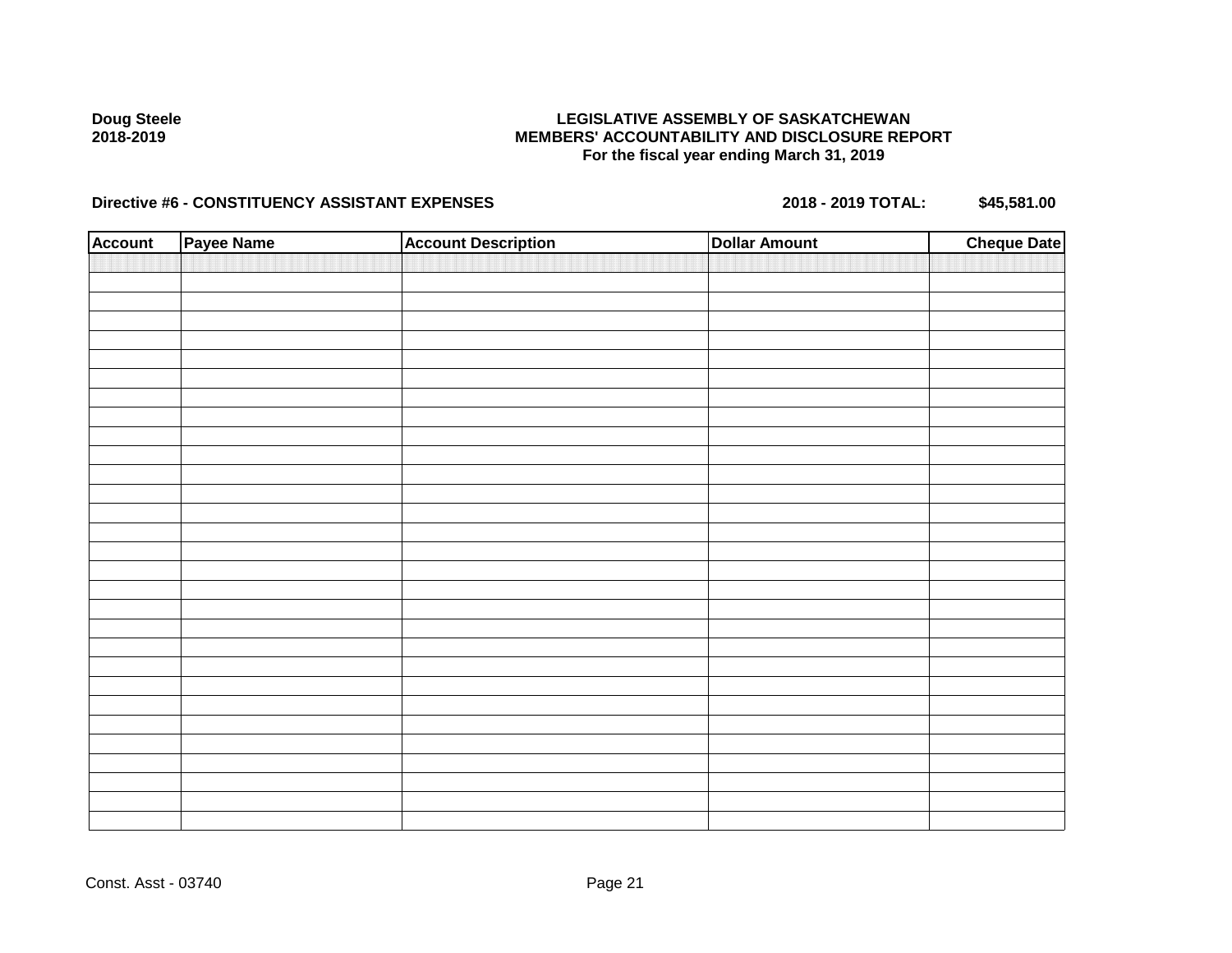**Doug Steele**
**2018-2019**

**LEGISLATIVE ASSEMBLY OF SASKATCHEWAN**
**MEMBERS' ACCOUNTABILITY AND DISCLOSURE REPORT**
**For the fiscal year ending March 31, 2019**

**Directive #6 - CONSTITUENCY ASSISTANT EXPENSES** **2018 - 2019 TOTAL: $45,581.00**

| Account | Payee Name | Account Description | Dollar Amount | Cheque Date |
|---|---|---|---|---|
| | | | | |

Const. Asst - 03740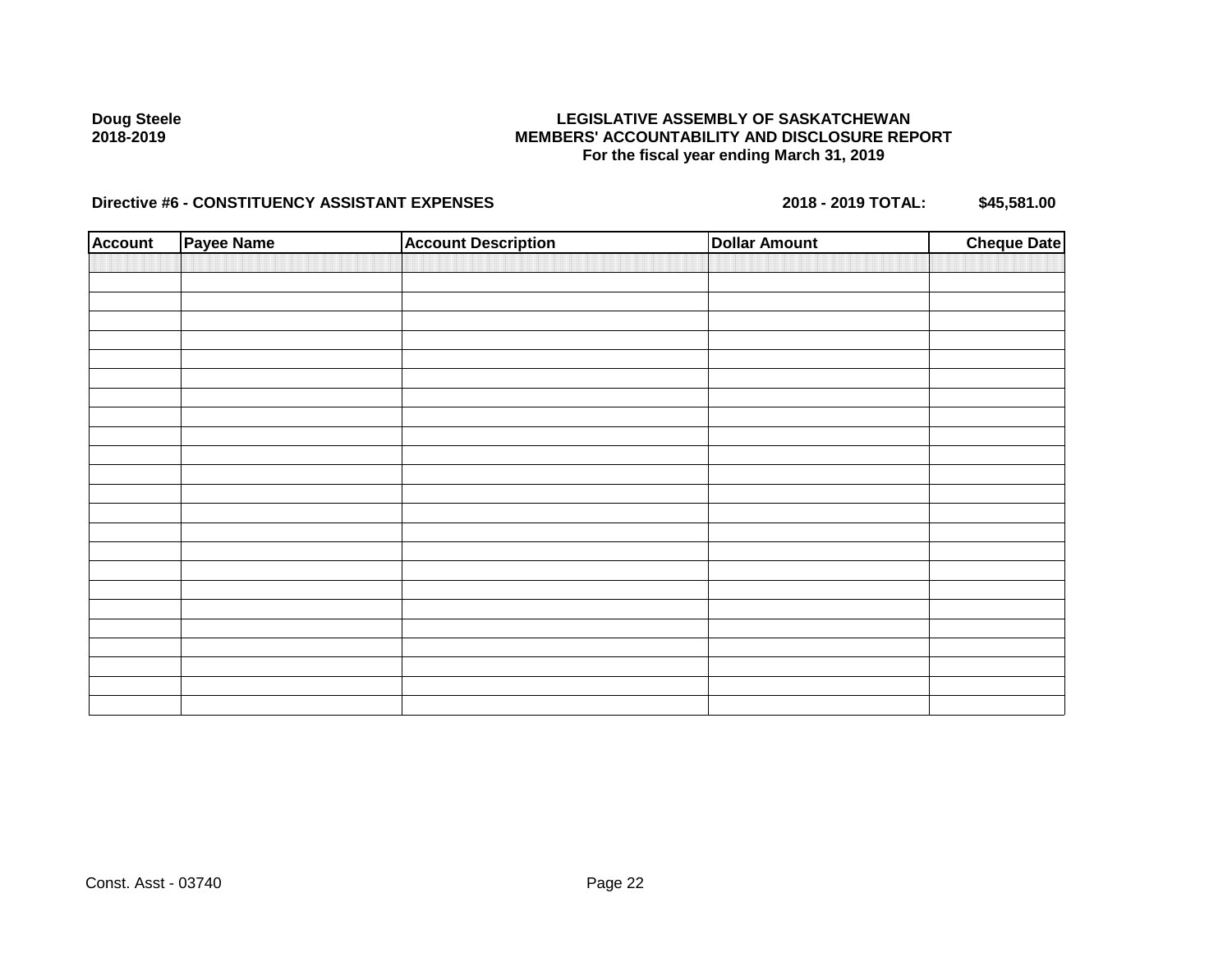**Doug Steele**
**2018-2019**

**LEGISLATIVE ASSEMBLY OF SASKATCHEWAN**
**MEMBERS' ACCOUNTABILITY AND DISCLOSURE REPORT**
**For the fiscal year ending March 31, 2019**

**Directive #6 - CONSTITUENCY ASSISTANT EXPENSES** **2018 - 2019 TOTAL: $45,581.00**

| Account | Payee Name | Account Description | Dollar Amount | Cheque Date |
|---|---|---|---|---|
| | | | | |

Const. Asst - 03740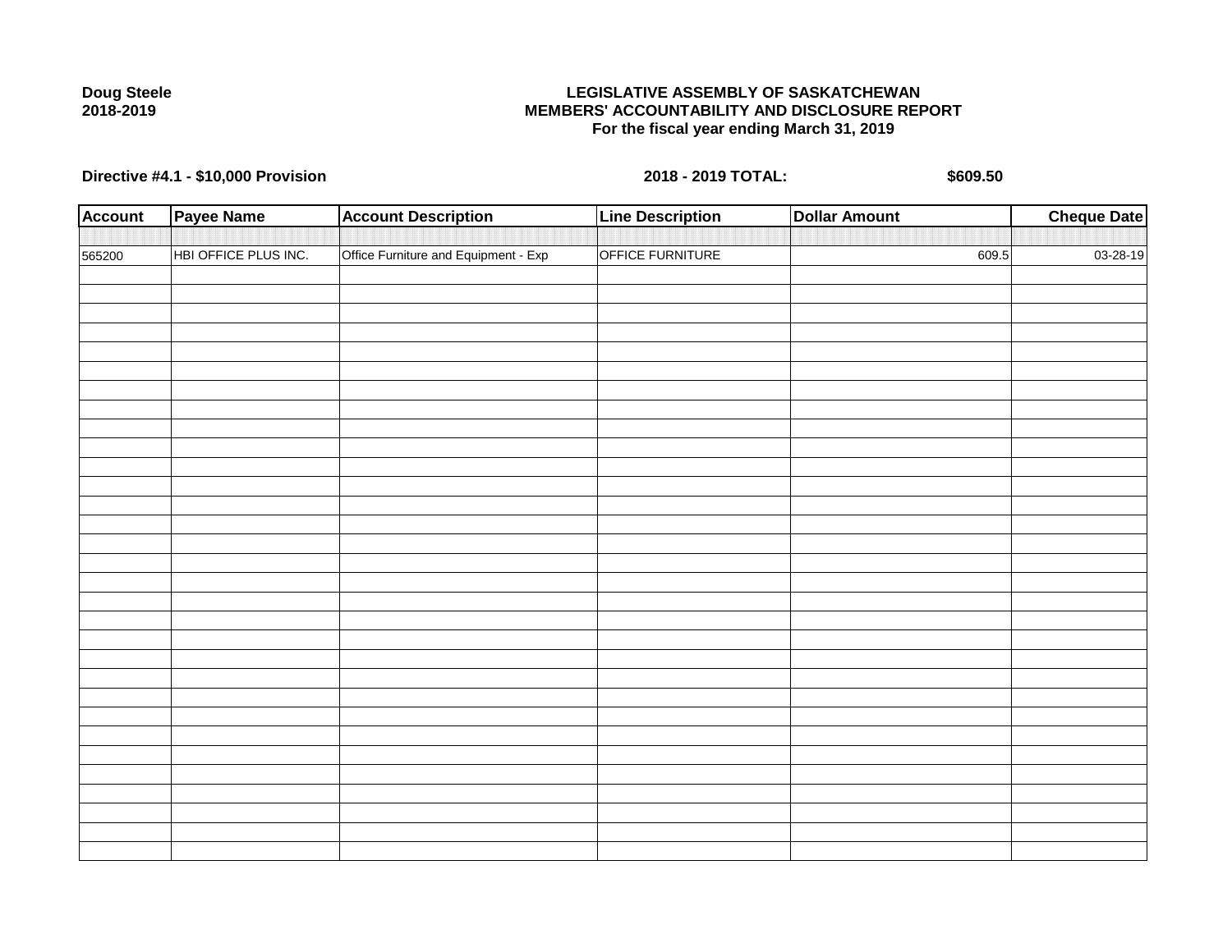**Doug Steele**
**2018-2019**

**LEGISLATIVE ASSEMBLY OF SASKATCHEWAN**
**MEMBERS' ACCOUNTABILITY AND DISCLOSURE REPORT**
**For the fiscal year ending March 31, 2019**

**Directive #4.1 - $10,000 Provision** **2018 - 2019 TOTAL:** **$609.50**

| Account | Payee Name | Account Description | Line Description | Dollar Amount | Cheque Date |
|---|---|---|---|---|---|
| 565200 | HBI OFFICE PLUS INC. | Office Furniture and Equipment - Exp | OFFICE FURNITURE | 609.5 | 03-28-19 |